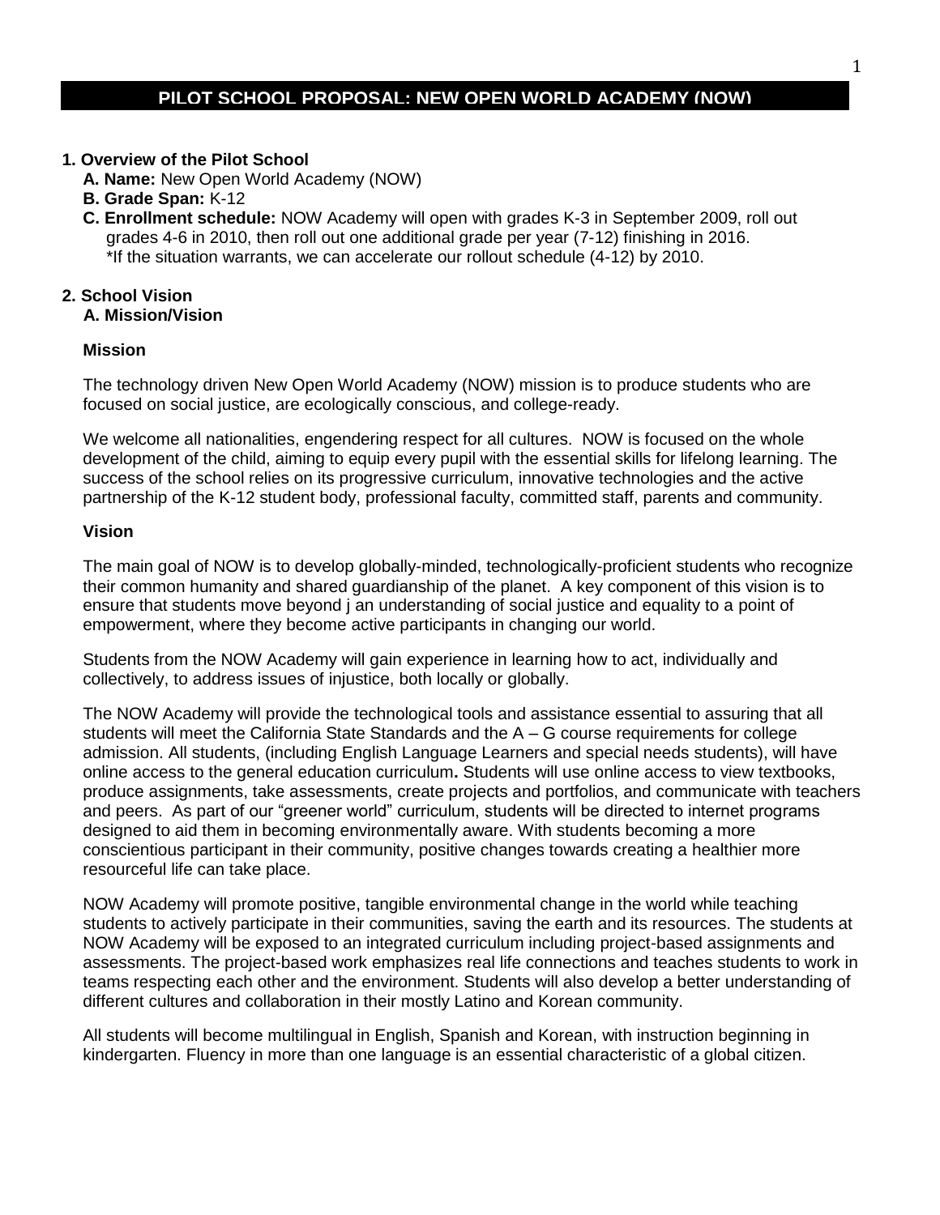# PILOT SCHOOL PROPOSAL: NEW OPEN WORLD ACADEMY (NOW)

**1. Overview of the Pilot School**

**A. Name:** New Open World Academy (NOW)

**B. Grade Span:** K-12

**C. Enrollment schedule:** NOW Academy will open with grades K-3 in September 2009, roll out grades 4-6 in 2010, then roll out one additional grade per year (7-12) finishing in 2016.
*If the situation warrants, we can accelerate our rollout schedule (4-12) by 2010.

**2. School Vision**

**A. Mission/Vision**

**Mission**

The technology driven New Open World Academy (NOW) mission is to produce students who are focused on social justice, are ecologically conscious, and college-ready.

We welcome all nationalities, engendering respect for all cultures. NOW is focused on the whole development of the child, aiming to equip every pupil with the essential skills for lifelong learning. The success of the school relies on its progressive curriculum, innovative technologies and the active partnership of the K-12 student body, professional faculty, committed staff, parents and community.

**Vision**

The main goal of NOW is to develop globally-minded, technologically-proficient students who recognize their common humanity and shared guardianship of the planet. A key component of this vision is to ensure that students move beyond j an understanding of social justice and equality to a point of empowerment, where they become active participants in changing our world.

Students from the NOW Academy will gain experience in learning how to act, individually and collectively, to address issues of injustice, both locally or globally.

The NOW Academy will provide the technological tools and assistance essential to assuring that all students will meet the California State Standards and the A – G course requirements for college admission. All students, (including English Language Learners and special needs students), will have online access to the general education curriculum**.** Students will use online access to view textbooks, produce assignments, take assessments, create projects and portfolios, and communicate with teachers and peers. As part of our "greener world" curriculum, students will be directed to internet programs designed to aid them in becoming environmentally aware. With students becoming a more conscientious participant in their community, positive changes towards creating a healthier more resourceful life can take place.

NOW Academy will promote positive, tangible environmental change in the world while teaching students to actively participate in their communities, saving the earth and its resources. The students at NOW Academy will be exposed to an integrated curriculum including project-based assignments and assessments. The project-based work emphasizes real life connections and teaches students to work in teams respecting each other and the environment. Students will also develop a better understanding of different cultures and collaboration in their mostly Latino and Korean community.

All students will become multilingual in English, Spanish and Korean, with instruction beginning in kindergarten. Fluency in more than one language is an essential characteristic of a global citizen.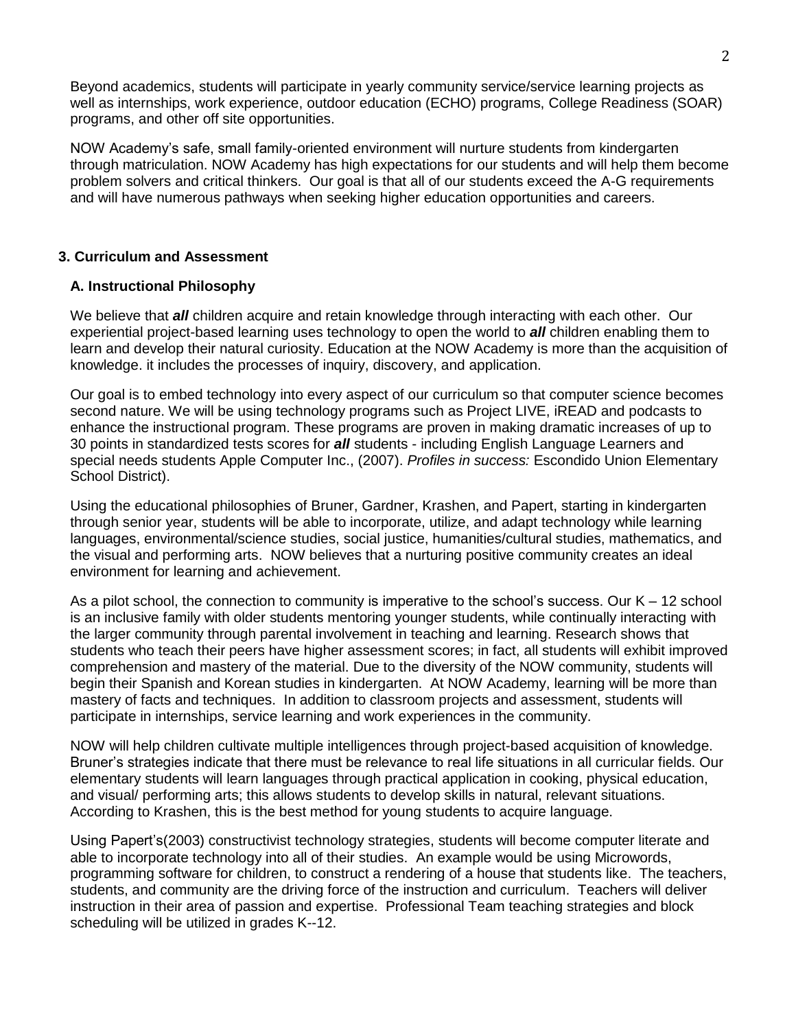Beyond academics, students will participate in yearly community service/service learning projects as well as internships, work experience, outdoor education (ECHO) programs, College Readiness (SOAR) programs, and other off site opportunities.

NOW Academy's safe, small family-oriented environment will nurture students from kindergarten through matriculation. NOW Academy has high expectations for our students and will help them become problem solvers and critical thinkers. Our goal is that all of our students exceed the A-G requirements and will have numerous pathways when seeking higher education opportunities and careers.

## 3. Curriculum and Assessment

### A. Instructional Philosophy

We believe that ***all*** children acquire and retain knowledge through interacting with each other. Our experiential project-based learning uses technology to open the world to ***all*** children enabling them to learn and develop their natural curiosity. Education at the NOW Academy is more than the acquisition of knowledge. it includes the processes of inquiry, discovery, and application.

Our goal is to embed technology into every aspect of our curriculum so that computer science becomes second nature. We will be using technology programs such as Project LIVE, iREAD and podcasts to enhance the instructional program. These programs are proven in making dramatic increases of up to 30 points in standardized tests scores for ***all*** students - including English Language Learners and special needs students Apple Computer Inc., (2007). *Profiles in success:* Escondido Union Elementary School District).

Using the educational philosophies of Bruner, Gardner, Krashen, and Papert, starting in kindergarten through senior year, students will be able to incorporate, utilize, and adapt technology while learning languages, environmental/science studies, social justice, humanities/cultural studies, mathematics, and the visual and performing arts. NOW believes that a nurturing positive community creates an ideal environment for learning and achievement.

As a pilot school, the connection to community is imperative to the school's success. Our K – 12 school is an inclusive family with older students mentoring younger students, while continually interacting with the larger community through parental involvement in teaching and learning. Research shows that students who teach their peers have higher assessment scores; in fact, all students will exhibit improved comprehension and mastery of the material. Due to the diversity of the NOW community, students will begin their Spanish and Korean studies in kindergarten. At NOW Academy, learning will be more than mastery of facts and techniques. In addition to classroom projects and assessment, students will participate in internships, service learning and work experiences in the community.

NOW will help children cultivate multiple intelligences through project-based acquisition of knowledge. Bruner's strategies indicate that there must be relevance to real life situations in all curricular fields. Our elementary students will learn languages through practical application in cooking, physical education, and visual/ performing arts; this allows students to develop skills in natural, relevant situations. According to Krashen, this is the best method for young students to acquire language.

Using Papert's(2003) constructivist technology strategies, students will become computer literate and able to incorporate technology into all of their studies. An example would be using Microwords, programming software for children, to construct a rendering of a house that students like. The teachers, students, and community are the driving force of the instruction and curriculum. Teachers will deliver instruction in their area of passion and expertise. Professional Team teaching strategies and block scheduling will be utilized in grades K--12.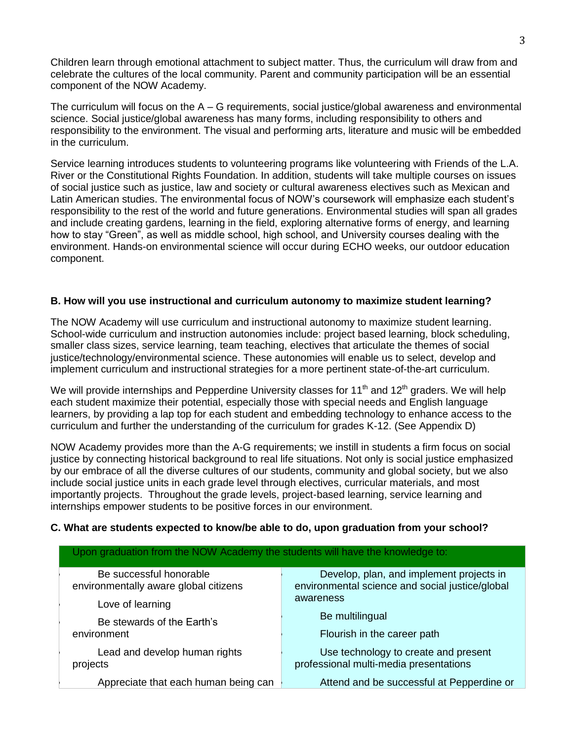Children learn through emotional attachment to subject matter. Thus, the curriculum will draw from and celebrate the cultures of the local community. Parent and community participation will be an essential component of the NOW Academy.

The curriculum will focus on the A – G requirements, social justice/global awareness and environmental science. Social justice/global awareness has many forms, including responsibility to others and responsibility to the environment. The visual and performing arts, literature and music will be embedded in the curriculum.

Service learning introduces students to volunteering programs like volunteering with Friends of the L.A. River or the Constitutional Rights Foundation. In addition, students will take multiple courses on issues of social justice such as justice, law and society or cultural awareness electives such as Mexican and Latin American studies. The environmental focus of NOW's coursework will emphasize each student's responsibility to the rest of the world and future generations. Environmental studies will span all grades and include creating gardens, learning in the field, exploring alternative forms of energy, and learning how to stay "Green", as well as middle school, high school, and University courses dealing with the environment. Hands-on environmental science will occur during ECHO weeks, our outdoor education component.

**B. How will you use instructional and curriculum autonomy to maximize student learning?**

The NOW Academy will use curriculum and instructional autonomy to maximize student learning. School-wide curriculum and instruction autonomies include: project based learning, block scheduling, smaller class sizes, service learning, team teaching, electives that articulate the themes of social justice/technology/environmental science. These autonomies will enable us to select, develop and implement curriculum and instructional strategies for a more pertinent state-of-the-art curriculum.

We will provide internships and Pepperdine University classes for 11th and 12th graders. We will help each student maximize their potential, especially those with special needs and English language learners, by providing a lap top for each student and embedding technology to enhance access to the curriculum and further the understanding of the curriculum for grades K-12. (See Appendix D)

NOW Academy provides more than the A-G requirements; we instill in students a firm focus on social justice by connecting historical background to real life situations. Not only is social justice emphasized by our embrace of all the diverse cultures of our students, community and global society, but we also include social justice units in each grade level through electives, curricular materials, and most importantly projects. Throughout the grade levels, project-based learning, service learning and internships empower students to be positive forces in our environment.

**C. What are students expected to know/be able to do, upon graduation from your school?**

| Upon graduation from the NOW Academy the students will have the knowledge to: | |
|---|---|
| • Be successful honorable environmentally aware global citizens<br>• Love of learning<br>• Be stewards of the Earth's environment<br>• Lead and develop human rights projects<br>• Appreciate that each human being can | • Develop, plan, and implement projects in environmental science and social justice/global awareness<br>• Be multilingual<br>• Flourish in the career path<br>• Use technology to create and present professional multi-media presentations<br>• Attend and be successful at Pepperdine or |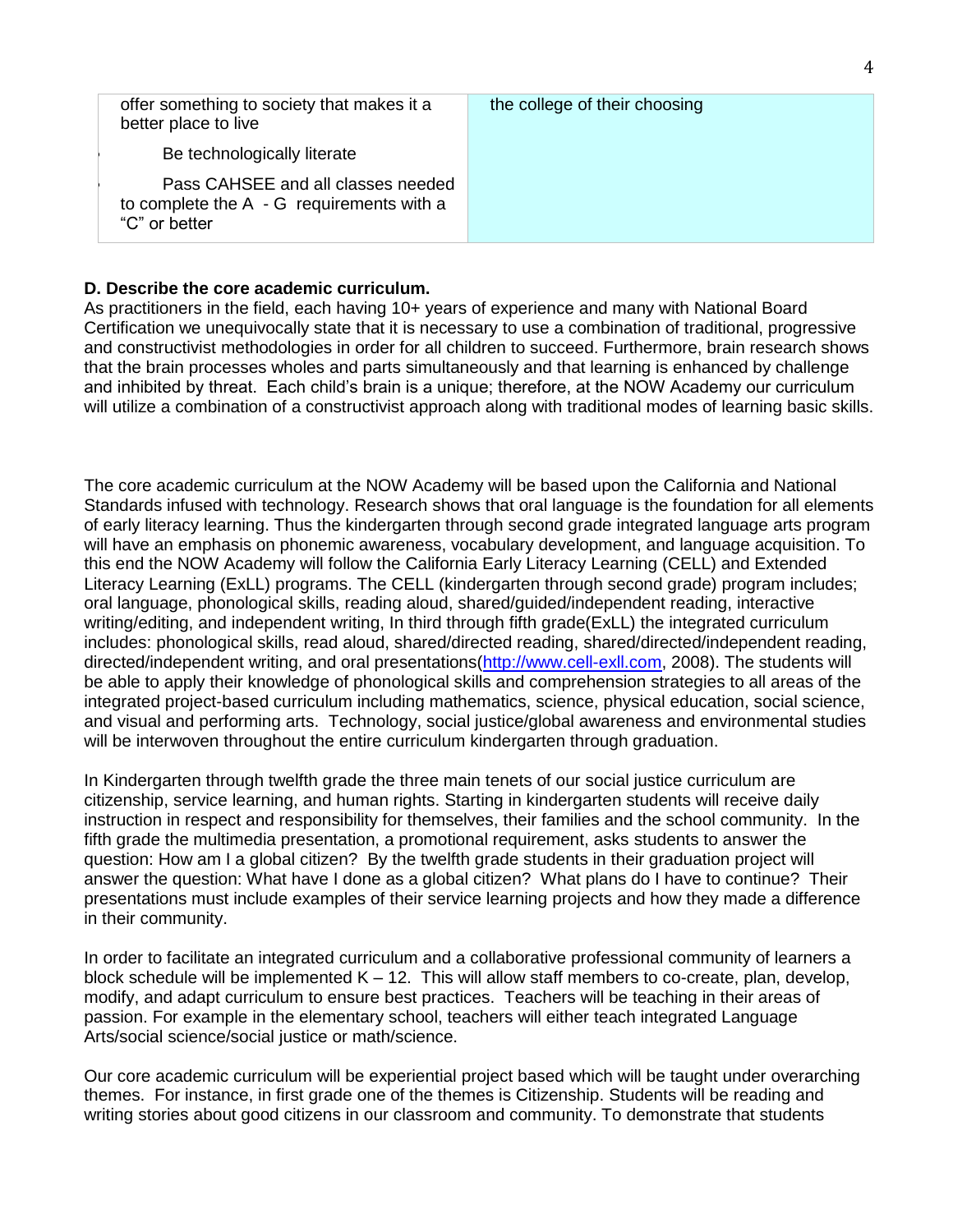| offer something to society that makes it a better place to live<br>Be technologically literate<br>Pass CAHSEE and all classes needed to complete the A - G requirements with a “C” or better | the college of their choosing |
|---|---|

**D. Describe the core academic curriculum.**

As practitioners in the field, each having 10+ years of experience and many with National Board Certification we unequivocally state that it is necessary to use a combination of traditional, progressive and constructivist methodologies in order for all children to succeed. Furthermore, brain research shows that the brain processes wholes and parts simultaneously and that learning is enhanced by challenge and inhibited by threat. Each child’s brain is a unique; therefore, at the NOW Academy our curriculum will utilize a combination of a constructivist approach along with traditional modes of learning basic skills.

The core academic curriculum at the NOW Academy will be based upon the California and National Standards infused with technology. Research shows that oral language is the foundation for all elements of early literacy learning. Thus the kindergarten through second grade integrated language arts program will have an emphasis on phonemic awareness, vocabulary development, and language acquisition. To this end the NOW Academy will follow the California Early Literacy Learning (CELL) and Extended Literacy Learning (ExLL) programs. The CELL (kindergarten through second grade) program includes; oral language, phonological skills, reading aloud, shared/guided/independent reading, interactive writing/editing, and independent writing, In third through fifth grade(ExLL) the integrated curriculum includes: phonological skills, read aloud, shared/directed reading, shared/directed/independent reading, directed/independent writing, and oral presentations(http://www.cell-exll.com, 2008). The students will be able to apply their knowledge of phonological skills and comprehension strategies to all areas of the integrated project-based curriculum including mathematics, science, physical education, social science, and visual and performing arts. Technology, social justice/global awareness and environmental studies will be interwoven throughout the entire curriculum kindergarten through graduation.

In Kindergarten through twelfth grade the three main tenets of our social justice curriculum are citizenship, service learning, and human rights. Starting in kindergarten students will receive daily instruction in respect and responsibility for themselves, their families and the school community. In the fifth grade the multimedia presentation, a promotional requirement, asks students to answer the question: How am I a global citizen? By the twelfth grade students in their graduation project will answer the question: What have I done as a global citizen? What plans do I have to continue? Their presentations must include examples of their service learning projects and how they made a difference in their community.

In order to facilitate an integrated curriculum and a collaborative professional community of learners a block schedule will be implemented K – 12. This will allow staff members to co-create, plan, develop, modify, and adapt curriculum to ensure best practices. Teachers will be teaching in their areas of passion. For example in the elementary school, teachers will either teach integrated Language Arts/social science/social justice or math/science.

Our core academic curriculum will be experiential project based which will be taught under overarching themes. For instance, in first grade one of the themes is Citizenship. Students will be reading and writing stories about good citizens in our classroom and community. To demonstrate that students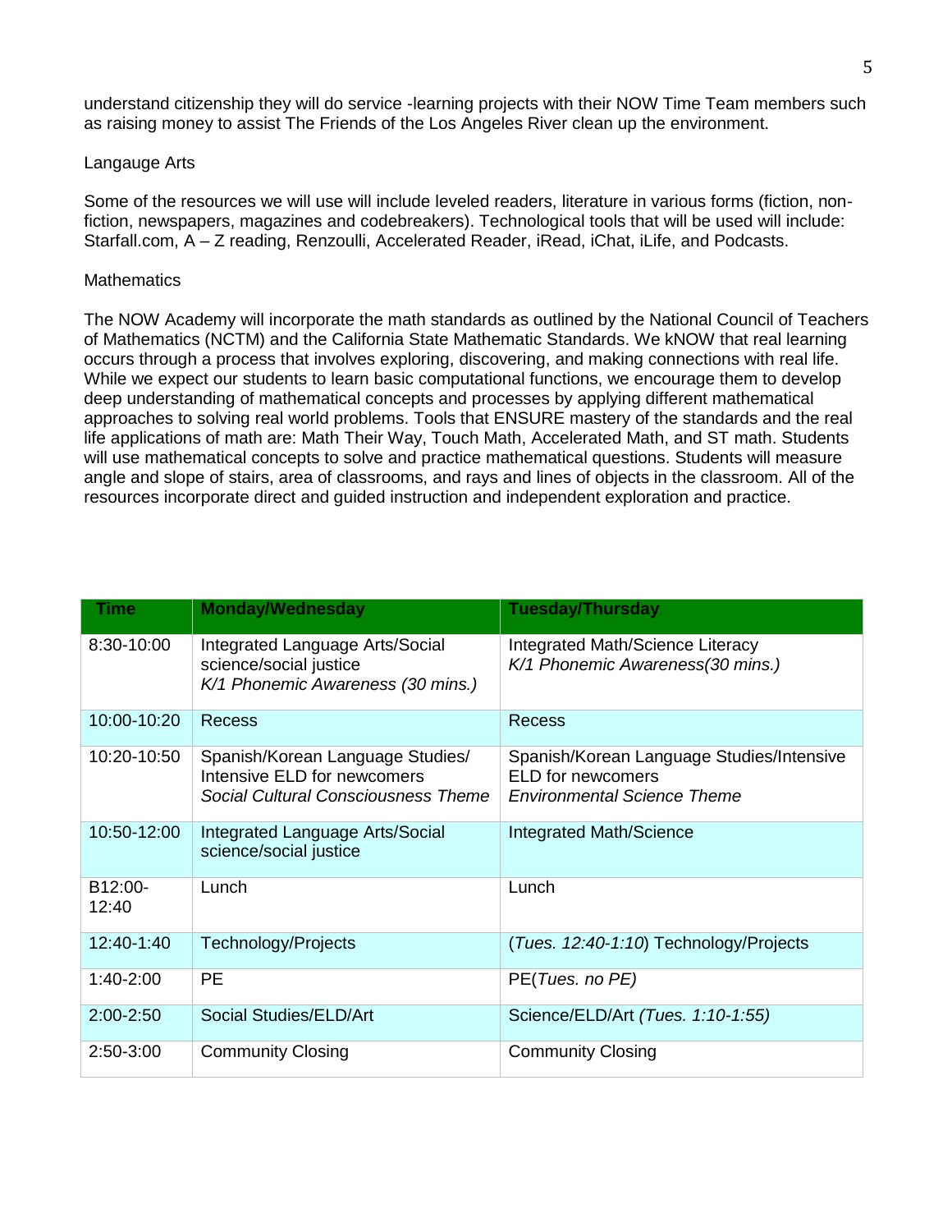understand citizenship they will do service -learning projects with their NOW Time Team members such as raising money to assist The Friends of the Los Angeles River clean up the environment.

Langauge Arts

Some of the resources we will use will include leveled readers, literature in various forms (fiction, non-fiction, newspapers, magazines and codebreakers). Technological tools that will be used will include: Starfall.com, A – Z reading, Renzoulli, Accelerated Reader, iRead, iChat, iLife, and Podcasts.

Mathematics

The NOW Academy will incorporate the math standards as outlined by the National Council of Teachers of Mathematics (NCTM) and the California State Mathematic Standards. We kNOW that real learning occurs through a process that involves exploring, discovering, and making connections with real life. While we expect our students to learn basic computational functions, we encourage them to develop deep understanding of mathematical concepts and processes by applying different mathematical approaches to solving real world problems. Tools that ENSURE mastery of the standards and the real life applications of math are: Math Their Way, Touch Math, Accelerated Math, and ST math. Students will use mathematical concepts to solve and practice mathematical questions. Students will measure angle and slope of stairs, area of classrooms, and rays and lines of objects in the classroom. All of the resources incorporate direct and guided instruction and independent exploration and practice.

| Time | Monday/Wednesday | Tuesday/Thursday |
|---|---|---|
| 8:30-10:00 | Integrated Language Arts/Social science/social justice *K/1 Phonemic Awareness (30 mins.)* | Integrated Math/Science Literacy *K/1 Phonemic Awareness(30 mins.)* |
| 10:00-10:20 | Recess | Recess |
| 10:20-10:50 | Spanish/Korean Language Studies/ Intensive ELD for newcomers *Social Cultural Consciousness Theme* | Spanish/Korean Language Studies/Intensive ELD for newcomers *Environmental Science Theme* |
| 10:50-12:00 | Integrated Language Arts/Social science/social justice | Integrated Math/Science |
| B12:00-12:40 | Lunch | Lunch |
| 12:40-1:40 | Technology/Projects | (*Tues. 12:40-1:10*) Technology/Projects |
| 1:40-2:00 | PE | PE(*Tues. no PE)* |
| 2:00-2:50 | Social Studies/ELD/Art | Science/ELD/Art *(Tues. 1:10-1:55)* |
| 2:50-3:00 | Community Closing | Community Closing |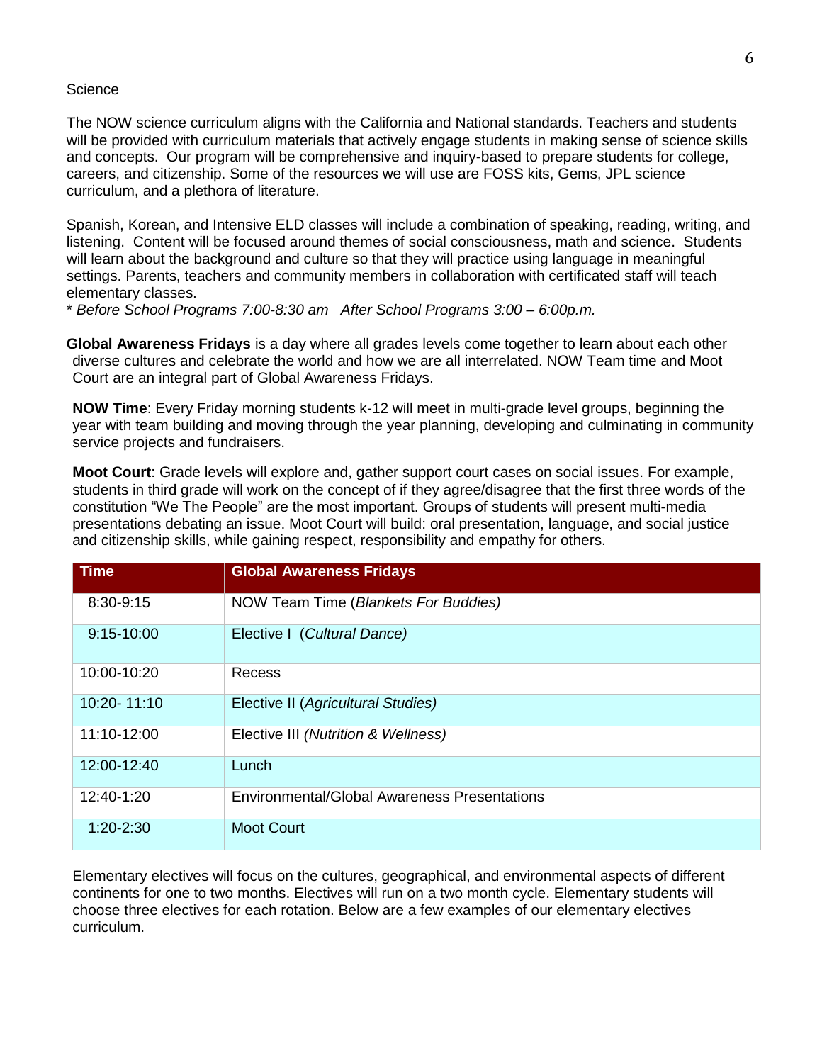Science

The NOW science curriculum aligns with the California and National standards. Teachers and students will be provided with curriculum materials that actively engage students in making sense of science skills and concepts. Our program will be comprehensive and inquiry-based to prepare students for college, careers, and citizenship. Some of the resources we will use are FOSS kits, Gems, JPL science curriculum, and a plethora of literature.

Spanish, Korean, and Intensive ELD classes will include a combination of speaking, reading, writing, and listening. Content will be focused around themes of social consciousness, math and science. Students will learn about the background and culture so that they will practice using language in meaningful settings. Parents, teachers and community members in collaboration with certificated staff will teach elementary classes.

* *Before School Programs 7:00-8:30 am After School Programs 3:00 – 6:00p.m.*

**Global Awareness Fridays** is a day where all grades levels come together to learn about each other diverse cultures and celebrate the world and how we are all interrelated. NOW Team time and Moot Court are an integral part of Global Awareness Fridays.

**NOW Time**: Every Friday morning students k-12 will meet in multi-grade level groups, beginning the year with team building and moving through the year planning, developing and culminating in community service projects and fundraisers.

**Moot Court**: Grade levels will explore and, gather support court cases on social issues. For example, students in third grade will work on the concept of if they agree/disagree that the first three words of the constitution "We The People" are the most important. Groups of students will present multi-media presentations debating an issue. Moot Court will build: oral presentation, language, and social justice and citizenship skills, while gaining respect, responsibility and empathy for others.

| Time | Global Awareness Fridays |
|---|---|
| 8:30-9:15 | NOW Team Time (*Blankets For Buddies)* |
| 9:15-10:00 | Elective I (*Cultural Dance)* |
| 10:00-10:20 | Recess |
| 10:20- 11:10 | Elective II (*Agricultural Studies)* |
| 11:10-12:00 | Elective III *(Nutrition & Wellness)* |
| 12:00-12:40 | Lunch |
| 12:40-1:20 | Environmental/Global Awareness Presentations |
| 1:20-2:30 | Moot Court |

Elementary electives will focus on the cultures, geographical, and environmental aspects of different continents for one to two months. Electives will run on a two month cycle. Elementary students will choose three electives for each rotation. Below are a few examples of our elementary electives curriculum.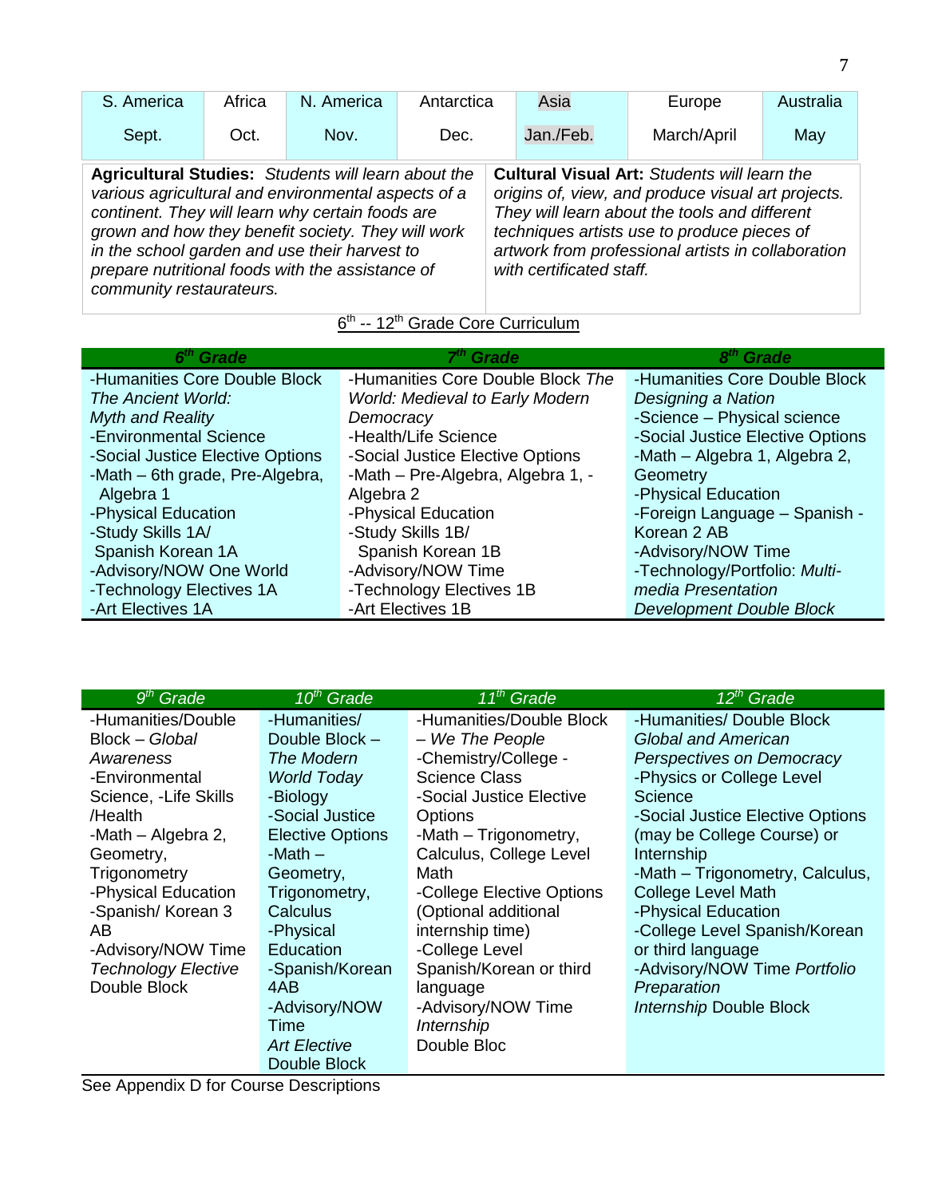| S. America | Africa | N. America | Antarctica | Asia | Europe | Australia |
|---|---|---|---|---|---|---|
| Sept. | Oct. | Nov. | Dec. | Jan./Feb. | March/April | May |

| | |
|---|---|
| **Agricultural Studies:** *Students will learn about the various agricultural and environmental aspects of a continent. They will learn why certain foods are grown and how they benefit society. They will work in the school garden and use their harvest to prepare nutritional foods with the assistance of community restaurateurs.* | **Cultural Visual Art:** *Students will learn the origins of, view, and produce visual art projects. They will learn about the tools and different techniques artists use to produce pieces of artwork from professional artists in collaboration with certificated staff.* |

## 6th -- 12th Grade Core Curriculum

| *6th Grade* | *7th Grade* | *8th Grade* |
|---|---|---|
| -Humanities Core Double Block *The Ancient World: Myth and Reality*<br>-Environmental Science<br>-Social Justice Elective Options<br>-Math – 6th grade, Pre-Algebra, Algebra 1<br>-Physical Education<br>-Study Skills 1A/ Spanish Korean 1A<br>-Advisory/NOW One World<br>-Technology Electives 1A<br>-Art Electives 1A | -Humanities Core Double Block *The World: Medieval to Early Modern Democracy*<br>-Health/Life Science<br>-Social Justice Elective Options<br>-Math – Pre-Algebra, Algebra 1, -Algebra 2<br>-Physical Education<br>-Study Skills 1B/ Spanish Korean 1B<br>-Advisory/NOW Time<br>-Technology Electives 1B<br>-Art Electives 1B | -Humanities Core Double Block *Designing a Nation*<br>-Science – Physical science<br>-Social Justice Elective Options<br>-Math – Algebra 1, Algebra 2, Geometry<br>-Physical Education<br>-Foreign Language – Spanish - Korean 2 AB<br>-Advisory/NOW Time<br>-Technology/Portfolio: *Multi-media Presentation Development Double Block* |

| *9th Grade* | *10th Grade* | *11th Grade* | *12th Grade* |
|---|---|---|---|
| -Humanities/Double Block – *Global Awareness*<br>-Environmental Science, -Life Skills /Health<br>-Math – Algebra 2, Geometry, Trigonometry<br>-Physical Education<br>-Spanish/ Korean 3 AB<br>-Advisory/NOW Time<br>*Technology Elective* Double Block | -Humanities/ Double Block – *The Modern World Today*<br>-Biology<br>-Social Justice Elective Options<br>-Math – Geometry, Trigonometry, Calculus<br>-Physical Education<br>-Spanish/Korean 4AB<br>-Advisory/NOW Time<br>*Art Elective* Double Block | -Humanities/Double Block – *We The People*<br>-Chemistry/College - Science Class<br>-Social Justice Elective Options<br>-Math – Trigonometry, Calculus, College Level Math<br>-College Elective Options (Optional additional internship time)<br>-College Level Spanish/Korean or third language<br>-Advisory/NOW Time<br>*Internship* Double Bloc | -Humanities/ Double Block *Global and American Perspectives on Democracy*<br>-Physics or College Level Science<br>-Social Justice Elective Options (may be College Course) or Internship<br>-Math – Trigonometry, Calculus, College Level Math<br>-Physical Education<br>-College Level Spanish/Korean or third language<br>-Advisory/NOW Time *Portfolio Preparation*<br>*Internship* Double Block |

See Appendix D for Course Descriptions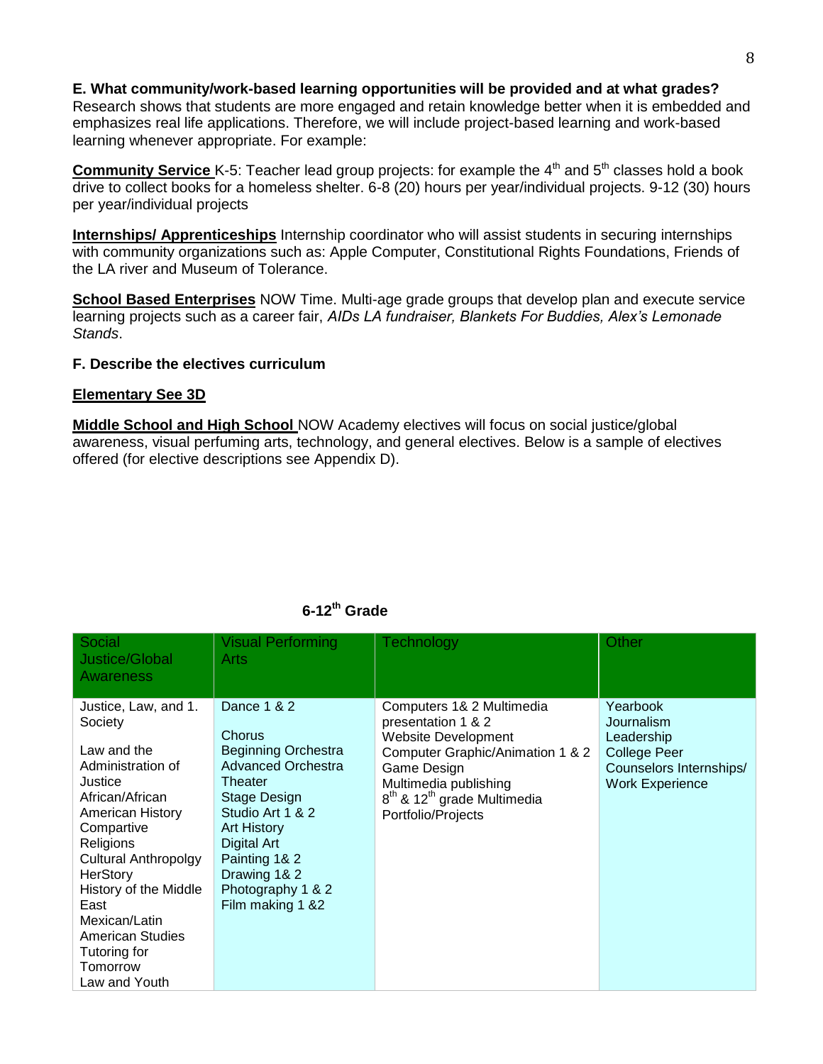**E. What community/work-based learning opportunities will be provided and at what grades?**
Research shows that students are more engaged and retain knowledge better when it is embedded and emphasizes real life applications. Therefore, we will include project-based learning and work-based learning whenever appropriate. For example:

**Community Service** K-5: Teacher lead group projects: for example the 4th and 5th classes hold a book drive to collect books for a homeless shelter. 6-8 (20) hours per year/individual projects. 9-12 (30) hours per year/individual projects

**Internships/ Apprenticeships** Internship coordinator who will assist students in securing internships with community organizations such as: Apple Computer, Constitutional Rights Foundations, Friends of the LA river and Museum of Tolerance.

**School Based Enterprises** NOW Time. Multi-age grade groups that develop plan and execute service learning projects such as a career fair, *AIDs LA fundraiser, Blankets For Buddies, Alex's Lemonade Stands*.

**F. Describe the electives curriculum**

**Elementary See 3D**

**Middle School and High School** NOW Academy electives will focus on social justice/global awareness, visual perfuming arts, technology, and general electives. Below is a sample of electives offered (for elective descriptions see Appendix D).

**6-12th Grade**

| Social Justice/Global Awareness | Visual Performing Arts | Technology | Other |
|---|---|---|---|
| Justice, Law, and 1. Society<br><br>Law and the Administration of Justice<br>African/African American History<br>Compartive Religions<br>Cultural Anthropolgy<br>HerStory<br>History of the Middle East<br>Mexican/Latin American Studies<br>Tutoring for Tomorrow<br>Law and Youth | Dance 1 & 2<br><br>Chorus<br>Beginning Orchestra<br>Advanced Orchestra<br>Theater<br>Stage Design<br>Studio Art 1 & 2<br>Art History<br>Digital Art<br>Painting 1& 2<br>Drawing 1& 2<br>Photography 1 & 2<br>Film making 1 &2 | Computers 1& 2 Multimedia presentation 1 & 2<br>Website Development<br>Computer Graphic/Animation 1 & 2<br>Game Design<br>Multimedia publishing<br>8th & 12th grade Multimedia Portfolio/Projects | Yearbook<br>Journalism<br>Leadership<br>College Peer Counselors Internships/ Work Experience |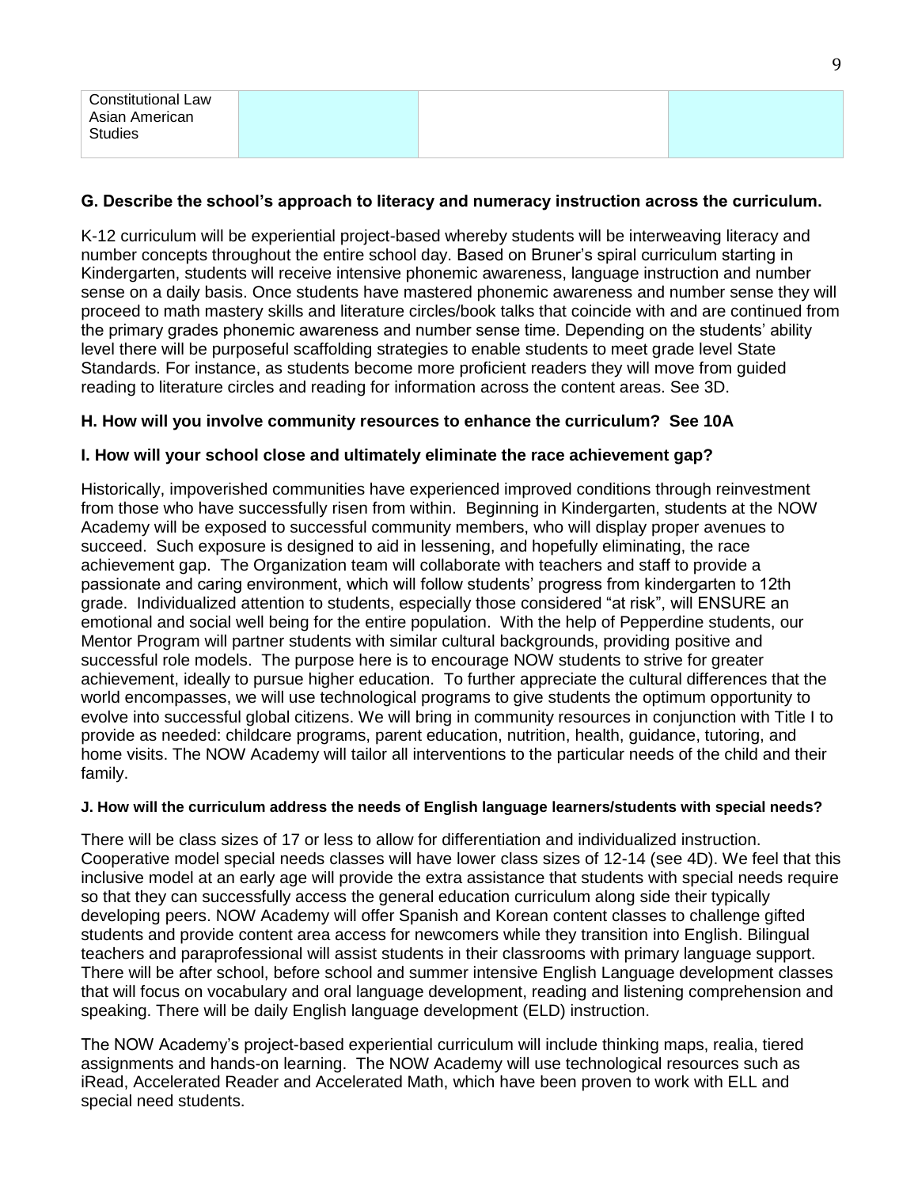| Constitutional Law<br>Asian American Studies | | | |
|---|---|---|---|

**G. Describe the school's approach to literacy and numeracy instruction across the curriculum.**

K-12 curriculum will be experiential project-based whereby students will be interweaving literacy and number concepts throughout the entire school day. Based on Bruner's spiral curriculum starting in Kindergarten, students will receive intensive phonemic awareness, language instruction and number sense on a daily basis. Once students have mastered phonemic awareness and number sense they will proceed to math mastery skills and literature circles/book talks that coincide with and are continued from the primary grades phonemic awareness and number sense time. Depending on the students' ability level there will be purposeful scaffolding strategies to enable students to meet grade level State Standards. For instance, as students become more proficient readers they will move from guided reading to literature circles and reading for information across the content areas. See 3D.

**H. How will you involve community resources to enhance the curriculum? See 10A**

**I. How will your school close and ultimately eliminate the race achievement gap?**

Historically, impoverished communities have experienced improved conditions through reinvestment from those who have successfully risen from within. Beginning in Kindergarten, students at the NOW Academy will be exposed to successful community members, who will display proper avenues to succeed. Such exposure is designed to aid in lessening, and hopefully eliminating, the race achievement gap. The Organization team will collaborate with teachers and staff to provide a passionate and caring environment, which will follow students' progress from kindergarten to 12th grade. Individualized attention to students, especially those considered "at risk", will ENSURE an emotional and social well being for the entire population. With the help of Pepperdine students, our Mentor Program will partner students with similar cultural backgrounds, providing positive and successful role models. The purpose here is to encourage NOW students to strive for greater achievement, ideally to pursue higher education. To further appreciate the cultural differences that the world encompasses, we will use technological programs to give students the optimum opportunity to evolve into successful global citizens. We will bring in community resources in conjunction with Title I to provide as needed: childcare programs, parent education, nutrition, health, guidance, tutoring, and home visits. The NOW Academy will tailor all interventions to the particular needs of the child and their family.

**J. How will the curriculum address the needs of English language learners/students with special needs?**

There will be class sizes of 17 or less to allow for differentiation and individualized instruction. Cooperative model special needs classes will have lower class sizes of 12-14 (see 4D). We feel that this inclusive model at an early age will provide the extra assistance that students with special needs require so that they can successfully access the general education curriculum along side their typically developing peers. NOW Academy will offer Spanish and Korean content classes to challenge gifted students and provide content area access for newcomers while they transition into English. Bilingual teachers and paraprofessional will assist students in their classrooms with primary language support. There will be after school, before school and summer intensive English Language development classes that will focus on vocabulary and oral language development, reading and listening comprehension and speaking. There will be daily English language development (ELD) instruction.

The NOW Academy's project-based experiential curriculum will include thinking maps, realia, tiered assignments and hands-on learning. The NOW Academy will use technological resources such as iRead, Accelerated Reader and Accelerated Math, which have been proven to work with ELL and special need students.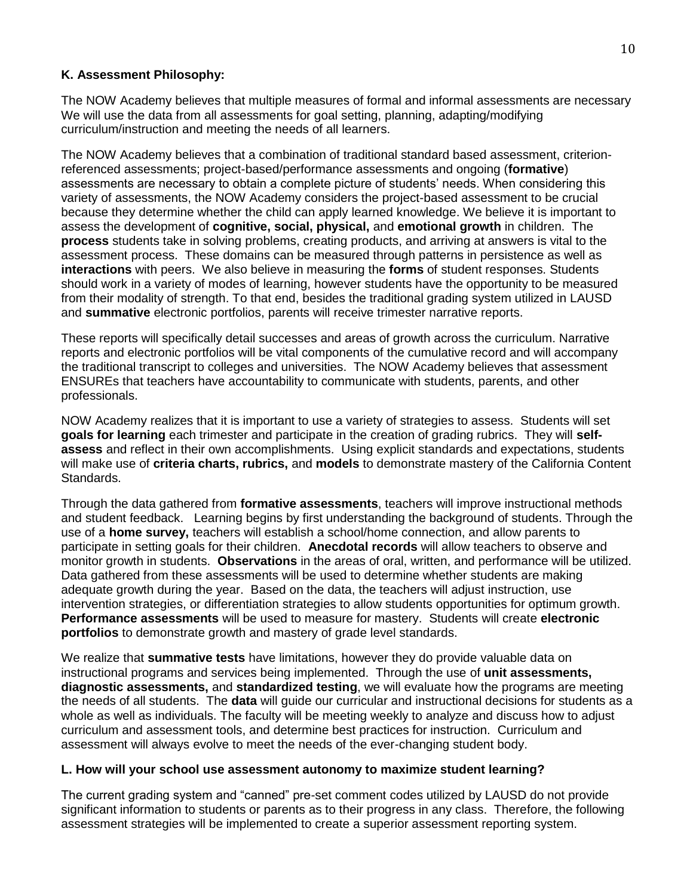**K. Assessment Philosophy:**

The NOW Academy believes that multiple measures of formal and informal assessments are necessary We will use the data from all assessments for goal setting, planning, adapting/modifying curriculum/instruction and meeting the needs of all learners.

The NOW Academy believes that a combination of traditional standard based assessment, criterion-referenced assessments; project-based/performance assessments and ongoing (**formative**) assessments are necessary to obtain a complete picture of students' needs. When considering this variety of assessments, the NOW Academy considers the project-based assessment to be crucial because they determine whether the child can apply learned knowledge. We believe it is important to assess the development of **cognitive, social, physical,** and **emotional growth** in children. The **process** students take in solving problems, creating products, and arriving at answers is vital to the assessment process. These domains can be measured through patterns in persistence as well as **interactions** with peers. We also believe in measuring the **forms** of student responses. Students should work in a variety of modes of learning, however students have the opportunity to be measured from their modality of strength. To that end, besides the traditional grading system utilized in LAUSD and **summative** electronic portfolios, parents will receive trimester narrative reports.

These reports will specifically detail successes and areas of growth across the curriculum. Narrative reports and electronic portfolios will be vital components of the cumulative record and will accompany the traditional transcript to colleges and universities. The NOW Academy believes that assessment ENSUREs that teachers have accountability to communicate with students, parents, and other professionals.

NOW Academy realizes that it is important to use a variety of strategies to assess. Students will set **goals for learning** each trimester and participate in the creation of grading rubrics. They will **self-assess** and reflect in their own accomplishments. Using explicit standards and expectations, students will make use of **criteria charts, rubrics,** and **models** to demonstrate mastery of the California Content Standards.

Through the data gathered from **formative assessments**, teachers will improve instructional methods and student feedback. Learning begins by first understanding the background of students. Through the use of a **home survey,** teachers will establish a school/home connection, and allow parents to participate in setting goals for their children. **Anecdotal records** will allow teachers to observe and monitor growth in students. **Observations** in the areas of oral, written, and performance will be utilized. Data gathered from these assessments will be used to determine whether students are making adequate growth during the year. Based on the data, the teachers will adjust instruction, use intervention strategies, or differentiation strategies to allow students opportunities for optimum growth. **Performance assessments** will be used to measure for mastery. Students will create **electronic portfolios** to demonstrate growth and mastery of grade level standards.

We realize that **summative tests** have limitations, however they do provide valuable data on instructional programs and services being implemented. Through the use of **unit assessments, diagnostic assessments,** and **standardized testing**, we will evaluate how the programs are meeting the needs of all students. The **data** will guide our curricular and instructional decisions for students as a whole as well as individuals. The faculty will be meeting weekly to analyze and discuss how to adjust curriculum and assessment tools, and determine best practices for instruction. Curriculum and assessment will always evolve to meet the needs of the ever-changing student body.

**L. How will your school use assessment autonomy to maximize student learning?**

The current grading system and "canned" pre-set comment codes utilized by LAUSD do not provide significant information to students or parents as to their progress in any class. Therefore, the following assessment strategies will be implemented to create a superior assessment reporting system.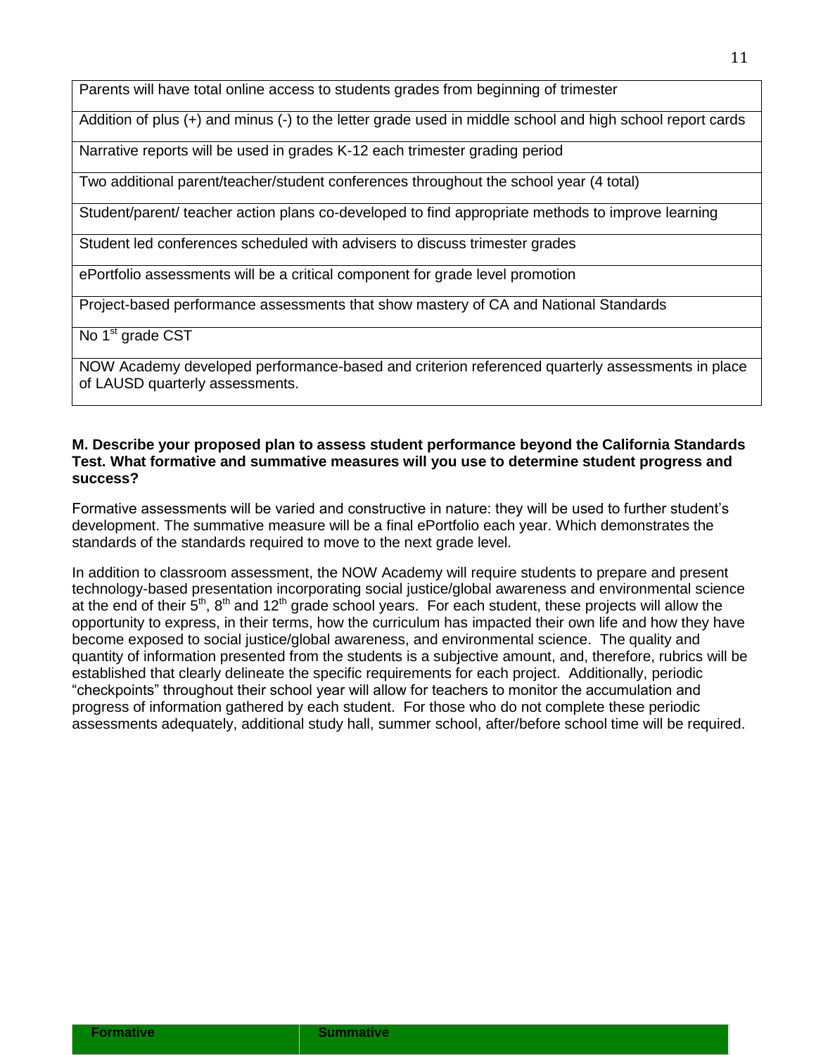| Parents will have total online access to students grades from beginning of trimester |
|---|
| Addition of plus (+) and minus (-) to the letter grade used in middle school and high school report cards |
| Narrative reports will be used in grades K-12 each trimester grading period |
| Two additional parent/teacher/student conferences throughout the school year (4 total) |
| Student/parent/ teacher action plans co-developed to find appropriate methods to improve learning |
| Student led conferences scheduled with advisers to discuss trimester grades |
| ePortfolio assessments will be a critical component for grade level promotion |
| Project-based performance assessments that show mastery of CA and National Standards |
| No 1st grade CST |
| NOW Academy developed performance-based and criterion referenced quarterly assessments in place of LAUSD quarterly assessments. |

**M. Describe your proposed plan to assess student performance beyond the California Standards Test. What formative and summative measures will you use to determine student progress and success?**

Formative assessments will be varied and constructive in nature: they will be used to further student's development. The summative measure will be a final ePortfolio each year. Which demonstrates the standards of the standards required to move to the next grade level.

In addition to classroom assessment, the NOW Academy will require students to prepare and present technology-based presentation incorporating social justice/global awareness and environmental science at the end of their 5th, 8th and 12th grade school years. For each student, these projects will allow the opportunity to express, in their terms, how the curriculum has impacted their own life and how they have become exposed to social justice/global awareness, and environmental science. The quality and quantity of information presented from the students is a subjective amount, and, therefore, rubrics will be established that clearly delineate the specific requirements for each project. Additionally, periodic "checkpoints" throughout their school year will allow for teachers to monitor the accumulation and progress of information gathered by each student. For those who do not complete these periodic assessments adequately, additional study hall, summer school, after/before school time will be required.

| Formative | Summative |
|---|---|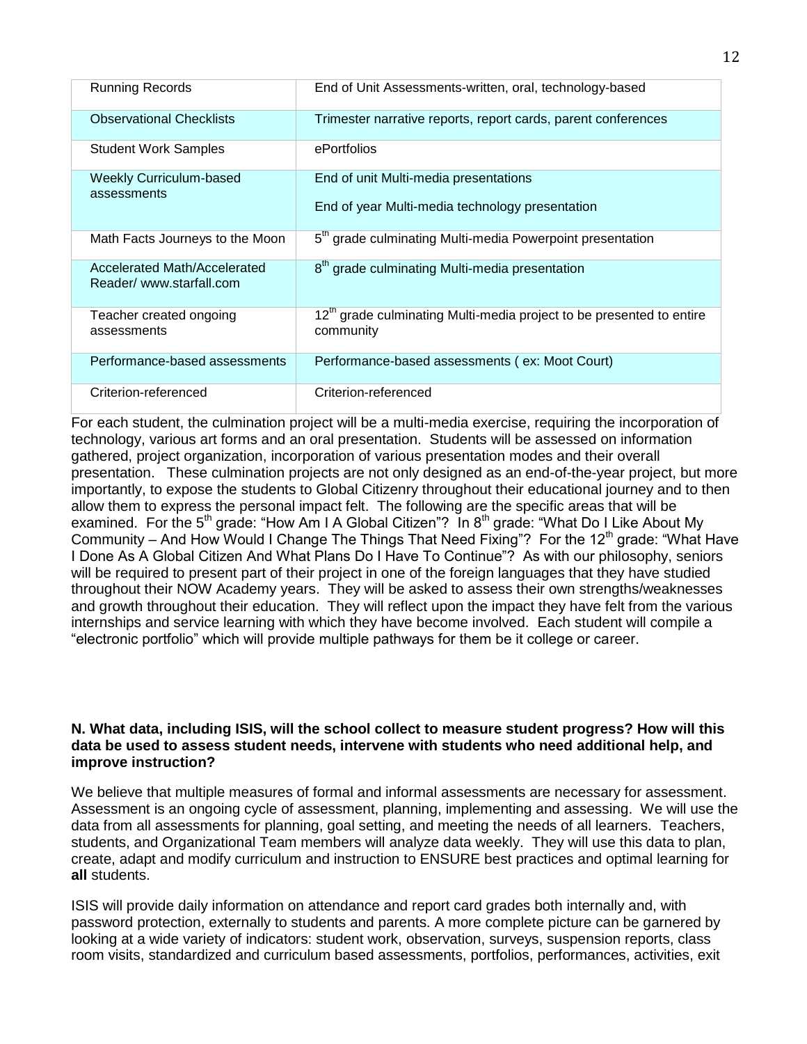| | |
|---|---|
| Running Records | End of Unit Assessments-written, oral, technology-based |
| Observational Checklists | Trimester narrative reports, report cards, parent conferences |
| Student Work Samples | ePortfolios |
| Weekly Curriculum-based assessments | End of unit Multi-media presentations<br><br>End of year Multi-media technology presentation |
| Math Facts Journeys to the Moon | 5th grade culminating Multi-media Powerpoint presentation |
| Accelerated Math/Accelerated Reader/ www.starfall.com | 8th grade culminating Multi-media presentation |
| Teacher created ongoing assessments | 12th grade culminating Multi-media project to be presented to entire community |
| Performance-based assessments | Performance-based assessments ( ex: Moot Court) |
| Criterion-referenced | Criterion-referenced |

For each student, the culmination project will be a multi-media exercise, requiring the incorporation of technology, various art forms and an oral presentation. Students will be assessed on information gathered, project organization, incorporation of various presentation modes and their overall presentation. These culmination projects are not only designed as an end-of-the-year project, but more importantly, to expose the students to Global Citizenry throughout their educational journey and to then allow them to express the personal impact felt. The following are the specific areas that will be examined. For the 5th grade: "How Am I A Global Citizen"? In 8th grade: "What Do I Like About My Community – And How Would I Change The Things That Need Fixing"? For the 12th grade: "What Have I Done As A Global Citizen And What Plans Do I Have To Continue"? As with our philosophy, seniors will be required to present part of their project in one of the foreign languages that they have studied throughout their NOW Academy years. They will be asked to assess their own strengths/weaknesses and growth throughout their education. They will reflect upon the impact they have felt from the various internships and service learning with which they have become involved. Each student will compile a "electronic portfolio" which will provide multiple pathways for them be it college or career.

**N. What data, including ISIS, will the school collect to measure student progress? How will this data be used to assess student needs, intervene with students who need additional help, and improve instruction?**

We believe that multiple measures of formal and informal assessments are necessary for assessment. Assessment is an ongoing cycle of assessment, planning, implementing and assessing. We will use the data from all assessments for planning, goal setting, and meeting the needs of all learners. Teachers, students, and Organizational Team members will analyze data weekly. They will use this data to plan, create, adapt and modify curriculum and instruction to ENSURE best practices and optimal learning for **all** students.

ISIS will provide daily information on attendance and report card grades both internally and, with password protection, externally to students and parents. A more complete picture can be garnered by looking at a wide variety of indicators: student work, observation, surveys, suspension reports, class room visits, standardized and curriculum based assessments, portfolios, performances, activities, exit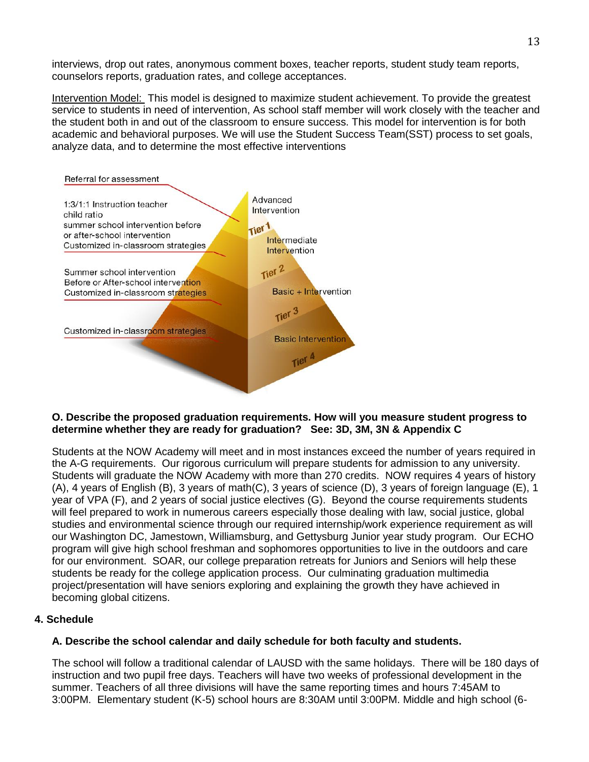interviews, drop out rates, anonymous comment boxes, teacher reports, student study team reports, counselors reports, graduation rates, and college acceptances.

Intervention Model: This model is designed to maximize student achievement. To provide the greatest service to students in need of intervention, As school staff member will work closely with the teacher and the student both in and out of the classroom to ensure success. This model for intervention is for both academic and behavioral purposes. We will use the Student Success Team(SST) process to set goals, analyze data, and to determine the most effective interventions

Referral for assessment

1:3/1:1 Instruction teacher child ratio
summer school intervention before or after-school intervention
Customized in-classroom strategies

Summer school intervention
Before or After-school intervention
Customized in-classroom strategies

Customized in-classroom strategies

Advanced Intervention
Tier 1
Intermediate Intervention
Tier 2
Basic + Intervention
Tier 3
Basic Intervention
Tier 4

**O. Describe the proposed graduation requirements. How will you measure student progress to determine whether they are ready for graduation? See: 3D, 3M, 3N & Appendix C**

Students at the NOW Academy will meet and in most instances exceed the number of years required in the A-G requirements. Our rigorous curriculum will prepare students for admission to any university. Students will graduate the NOW Academy with more than 270 credits. NOW requires 4 years of history (A), 4 years of English (B), 3 years of math(C), 3 years of science (D), 3 years of foreign language (E), 1 year of VPA (F), and 2 years of social justice electives (G). Beyond the course requirements students will feel prepared to work in numerous careers especially those dealing with law, social justice, global studies and environmental science through our required internship/work experience requirement as will our Washington DC, Jamestown, Williamsburg, and Gettysburg Junior year study program. Our ECHO program will give high school freshman and sophomores opportunities to live in the outdoors and care for our environment. SOAR, our college preparation retreats for Juniors and Seniors will help these students be ready for the college application process. Our culminating graduation multimedia project/presentation will have seniors exploring and explaining the growth they have achieved in becoming global citizens.

**4. Schedule**

**A. Describe the school calendar and daily schedule for both faculty and students.**

The school will follow a traditional calendar of LAUSD with the same holidays. There will be 180 days of instruction and two pupil free days. Teachers will have two weeks of professional development in the summer. Teachers of all three divisions will have the same reporting times and hours 7:45AM to 3:00PM. Elementary student (K-5) school hours are 8:30AM until 3:00PM. Middle and high school (6-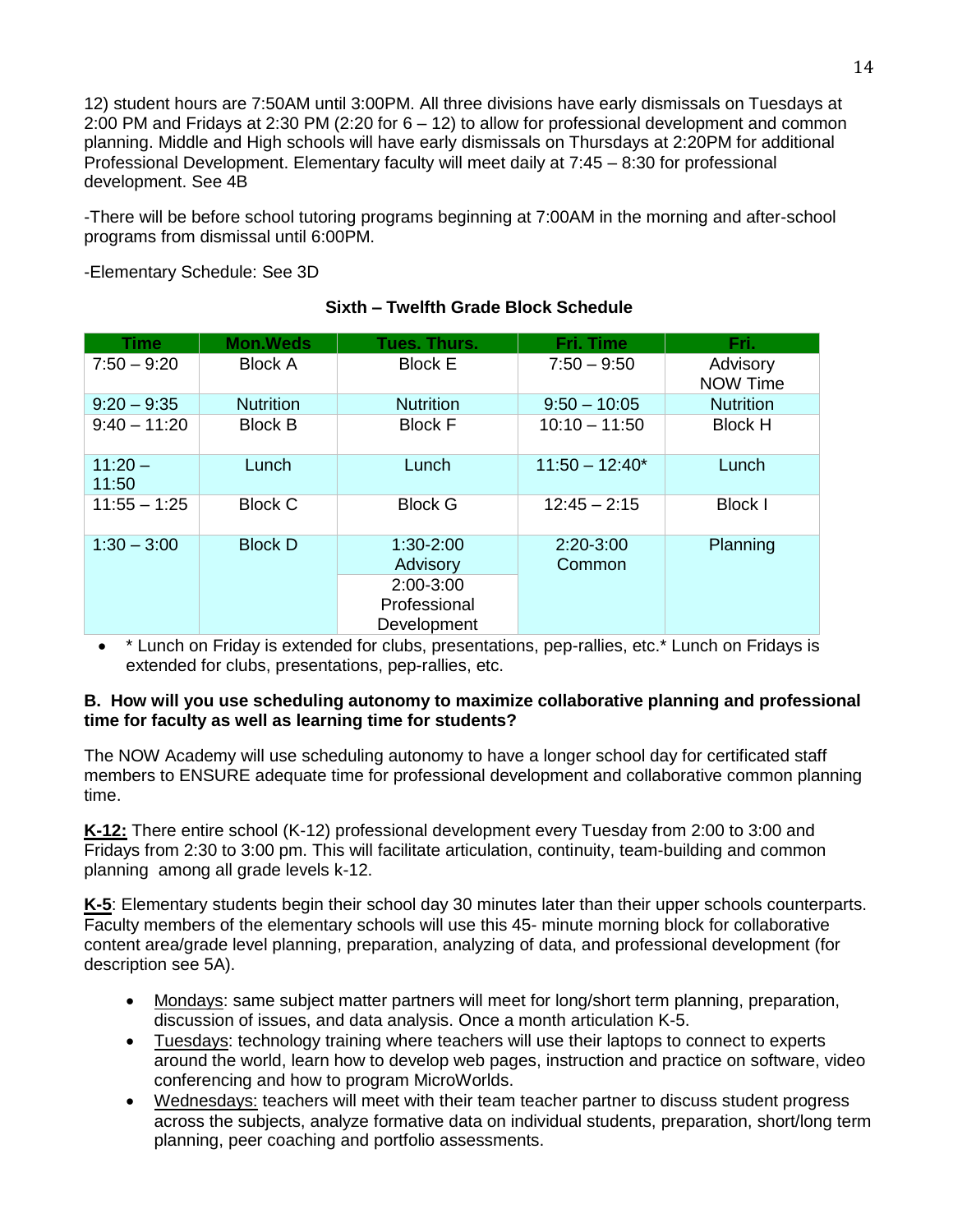12) student hours are 7:50AM until 3:00PM. All three divisions have early dismissals on Tuesdays at 2:00 PM and Fridays at 2:30 PM (2:20 for 6 – 12) to allow for professional development and common planning. Middle and High schools will have early dismissals on Thursdays at 2:20PM for additional Professional Development. Elementary faculty will meet daily at 7:45 – 8:30 for professional development. See 4B

-There will be before school tutoring programs beginning at 7:00AM in the morning and after-school programs from dismissal until 6:00PM.

-Elementary Schedule: See 3D

**Sixth – Twelfth Grade Block Schedule**

| Time | Mon.Weds | Tues. Thurs. | Fri. Time | Fri. |
|---|---|---|---|---|
| 7:50 – 9:20 | Block A | Block E | 7:50 – 9:50 | Advisory NOW Time |
| 9:20 – 9:35 | Nutrition | Nutrition | 9:50 – 10:05 | Nutrition |
| 9:40 – 11:20 | Block B | Block F | 10:10 – 11:50 | Block H |
| 11:20 – 11:50 | Lunch | Lunch | 11:50 – 12:40* | Lunch |
| 11:55 – 1:25 | Block C | Block G | 12:45 – 2:15 | Block I |
| 1:30 – 3:00 | Block D | 1:30-2:00 Advisory<br>2:00-3:00 Professional Development | 2:20-3:00 Common | Planning |

- * Lunch on Friday is extended for clubs, presentations, pep-rallies, etc.* Lunch on Fridays is extended for clubs, presentations, pep-rallies, etc.

**B. How will you use scheduling autonomy to maximize collaborative planning and professional time for faculty as well as learning time for students?**

The NOW Academy will use scheduling autonomy to have a longer school day for certificated staff members to ENSURE adequate time for professional development and collaborative common planning time.

**K-12:** There entire school (K-12) professional development every Tuesday from 2:00 to 3:00 and Fridays from 2:30 to 3:00 pm. This will facilitate articulation, continuity, team-building and common planning among all grade levels k-12.

**K-5**: Elementary students begin their school day 30 minutes later than their upper schools counterparts. Faculty members of the elementary schools will use this 45- minute morning block for collaborative content area/grade level planning, preparation, analyzing of data, and professional development (for description see 5A).

- Mondays: same subject matter partners will meet for long/short term planning, preparation, discussion of issues, and data analysis. Once a month articulation K-5.
- Tuesdays: technology training where teachers will use their laptops to connect to experts around the world, learn how to develop web pages, instruction and practice on software, video conferencing and how to program MicroWorlds.
- Wednesdays: teachers will meet with their team teacher partner to discuss student progress across the subjects, analyze formative data on individual students, preparation, short/long term planning, peer coaching and portfolio assessments.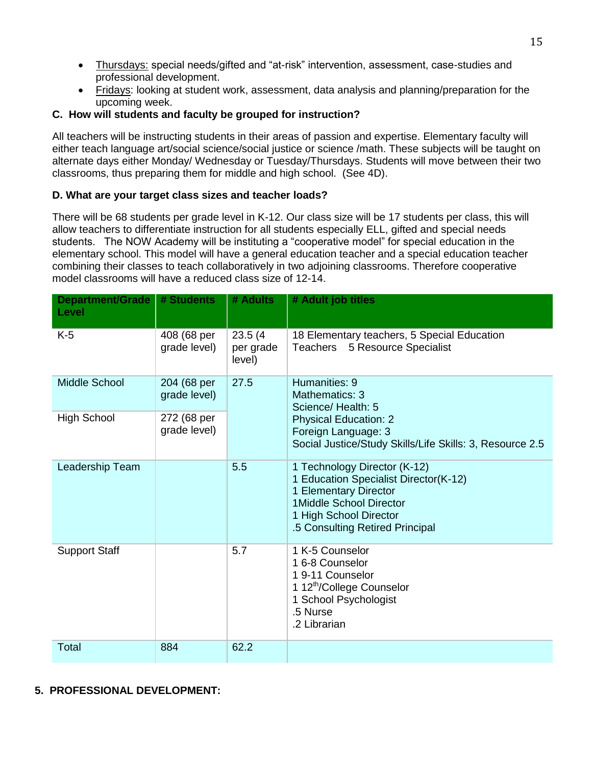- Thursdays: special needs/gifted and "at-risk" intervention, assessment, case-studies and professional development.
- Fridays: looking at student work, assessment, data analysis and planning/preparation for the upcoming week.

### C. How will students and faculty be grouped for instruction?

All teachers will be instructing students in their areas of passion and expertise. Elementary faculty will either teach language art/social science/social justice or science /math. These subjects will be taught on alternate days either Monday/ Wednesday or Tuesday/Thursdays. Students will move between their two classrooms, thus preparing them for middle and high school. (See 4D).

### D. What are your target class sizes and teacher loads?

There will be 68 students per grade level in K-12. Our class size will be 17 students per class, this will allow teachers to differentiate instruction for all students especially ELL, gifted and special needs students. The NOW Academy will be instituting a "cooperative model" for special education in the elementary school. This model will have a general education teacher and a special education teacher combining their classes to teach collaboratively in two adjoining classrooms. Therefore cooperative model classrooms will have a reduced class size of 12-14.

| Department/Grade Level | # Students | # Adults | # Adult job titles |
|---|---|---|---|
| K-5 | 408 (68 per grade level) | 23.5 (4 per grade level) | 18 Elementary teachers, 5 Special Education Teachers 5 Resource Specialist |
| Middle School | 204 (68 per grade level) | 27.5 | Humanities: 9<br>Mathematics: 3<br>Science/ Health: 5<br>Physical Education: 2<br>Foreign Language: 3<br>Social Justice/Study Skills/Life Skills: 3, Resource 2.5 |
| High School | 272 (68 per grade level) | | |
| Leadership Team | | 5.5 | 1 Technology Director (K-12)<br>1 Education Specialist Director(K-12)<br>1 Elementary Director<br>1Middle School Director<br>1 High School Director<br>.5 Consulting Retired Principal |
| Support Staff | | 5.7 | 1 K-5 Counselor<br>1 6-8 Counselor<br>1 9-11 Counselor<br>1 12th/College Counselor<br>1 School Psychologist<br>.5 Nurse<br>.2 Librarian |
| Total | 884 | 62.2 | |

## 5. PROFESSIONAL DEVELOPMENT: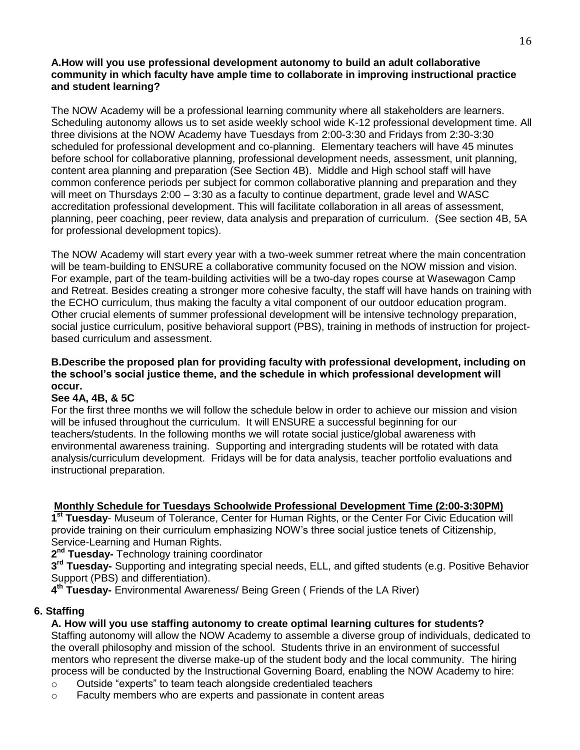**A.How will you use professional development autonomy to build an adult collaborative community in which faculty have ample time to collaborate in improving instructional practice and student learning?**

The NOW Academy will be a professional learning community where all stakeholders are learners. Scheduling autonomy allows us to set aside weekly school wide K-12 professional development time. All three divisions at the NOW Academy have Tuesdays from 2:00-3:30 and Fridays from 2:30-3:30 scheduled for professional development and co-planning. Elementary teachers will have 45 minutes before school for collaborative planning, professional development needs, assessment, unit planning, content area planning and preparation (See Section 4B). Middle and High school staff will have common conference periods per subject for common collaborative planning and preparation and they will meet on Thursdays 2:00 – 3:30 as a faculty to continue department, grade level and WASC accreditation professional development. This will facilitate collaboration in all areas of assessment, planning, peer coaching, peer review, data analysis and preparation of curriculum. (See section 4B, 5A for professional development topics).

The NOW Academy will start every year with a two-week summer retreat where the main concentration will be team-building to ENSURE a collaborative community focused on the NOW mission and vision. For example, part of the team-building activities will be a two-day ropes course at Wasewagon Camp and Retreat. Besides creating a stronger more cohesive faculty, the staff will have hands on training with the ECHO curriculum, thus making the faculty a vital component of our outdoor education program. Other crucial elements of summer professional development will be intensive technology preparation, social justice curriculum, positive behavioral support (PBS), training in methods of instruction for project-based curriculum and assessment.

**B.Describe the proposed plan for providing faculty with professional development, including on the school's social justice theme, and the schedule in which professional development will occur.**

**See 4A, 4B, & 5C**

For the first three months we will follow the schedule below in order to achieve our mission and vision will be infused throughout the curriculum. It will ENSURE a successful beginning for our teachers/students. In the following months we will rotate social justice/global awareness with environmental awareness training. Supporting and intergrading students will be rotated with data analysis/curriculum development. Fridays will be for data analysis, teacher portfolio evaluations and instructional preparation.

**<u>Monthly Schedule for Tuesdays Schoolwide Professional Development Time (2:00-3:30PM)</u>**

**1st Tuesday**- Museum of Tolerance, Center for Human Rights, or the Center For Civic Education will provide training on their curriculum emphasizing NOW's three social justice tenets of Citizenship, Service-Learning and Human Rights.

**2nd Tuesday-** Technology training coordinator

**3rd Tuesday-** Supporting and integrating special needs, ELL, and gifted students (e.g. Positive Behavior Support (PBS) and differentiation).

**4th Tuesday-** Environmental Awareness/ Being Green ( Friends of the LA River)

## 6. Staffing

**A. How will you use staffing autonomy to create optimal learning cultures for students?**

Staffing autonomy will allow the NOW Academy to assemble a diverse group of individuals, dedicated to the overall philosophy and mission of the school. Students thrive in an environment of successful mentors who represent the diverse make-up of the student body and the local community. The hiring process will be conducted by the Instructional Governing Board, enabling the NOW Academy to hire:

- Outside "experts" to team teach alongside credentialed teachers
- Faculty members who are experts and passionate in content areas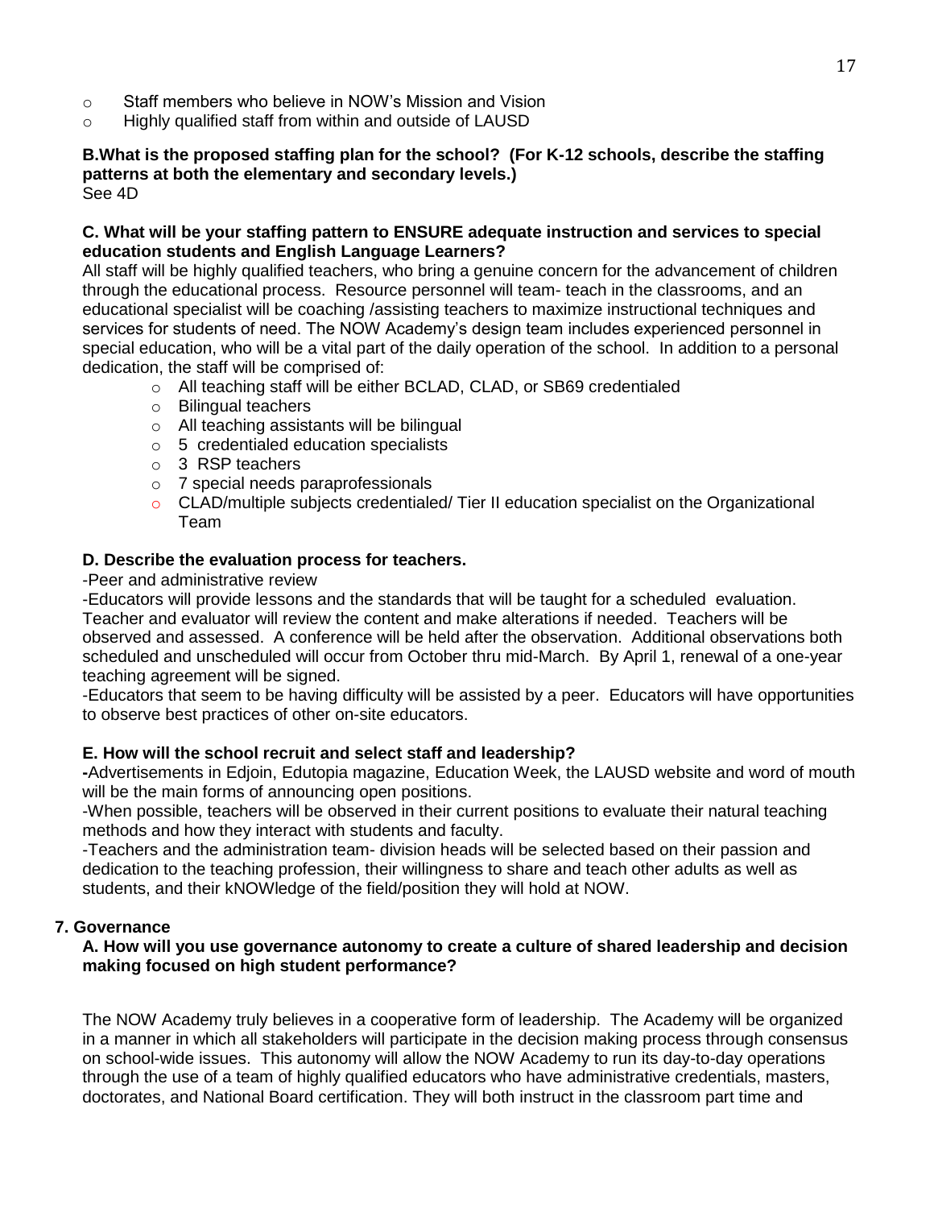- Staff members who believe in NOW's Mission and Vision
- Highly qualified staff from within and outside of LAUSD

**B.What is the proposed staffing plan for the school? (For K-12 schools, describe the staffing patterns at both the elementary and secondary levels.)**
See 4D

**C. What will be your staffing pattern to ENSURE adequate instruction and services to special education students and English Language Learners?**
All staff will be highly qualified teachers, who bring a genuine concern for the advancement of children through the educational process. Resource personnel will team- teach in the classrooms, and an educational specialist will be coaching /assisting teachers to maximize instructional techniques and services for students of need. The NOW Academy's design team includes experienced personnel in special education, who will be a vital part of the daily operation of the school. In addition to a personal dedication, the staff will be comprised of:

- All teaching staff will be either BCLAD, CLAD, or SB69 credentialed
- Bilingual teachers
- All teaching assistants will be bilingual
- 5 credentialed education specialists
- 3 RSP teachers
- 7 special needs paraprofessionals
- CLAD/multiple subjects credentialed/ Tier II education specialist on the Organizational Team

**D. Describe the evaluation process for teachers.**
-Peer and administrative review
-Educators will provide lessons and the standards that will be taught for a scheduled evaluation. Teacher and evaluator will review the content and make alterations if needed. Teachers will be observed and assessed. A conference will be held after the observation. Additional observations both scheduled and unscheduled will occur from October thru mid-March. By April 1, renewal of a one-year teaching agreement will be signed.
-Educators that seem to be having difficulty will be assisted by a peer. Educators will have opportunities to observe best practices of other on-site educators.

**E. How will the school recruit and select staff and leadership?**
**-**Advertisements in Edjoin, Edutopia magazine, Education Week, the LAUSD website and word of mouth will be the main forms of announcing open positions.
-When possible, teachers will be observed in their current positions to evaluate their natural teaching methods and how they interact with students and faculty.
-Teachers and the administration team- division heads will be selected based on their passion and dedication to the teaching profession, their willingness to share and teach other adults as well as students, and their kNOWledge of the field/position they will hold at NOW.

## 7. Governance

**A. How will you use governance autonomy to create a culture of shared leadership and decision making focused on high student performance?**

The NOW Academy truly believes in a cooperative form of leadership. The Academy will be organized in a manner in which all stakeholders will participate in the decision making process through consensus on school-wide issues. This autonomy will allow the NOW Academy to run its day-to-day operations through the use of a team of highly qualified educators who have administrative credentials, masters, doctorates, and National Board certification. They will both instruct in the classroom part time and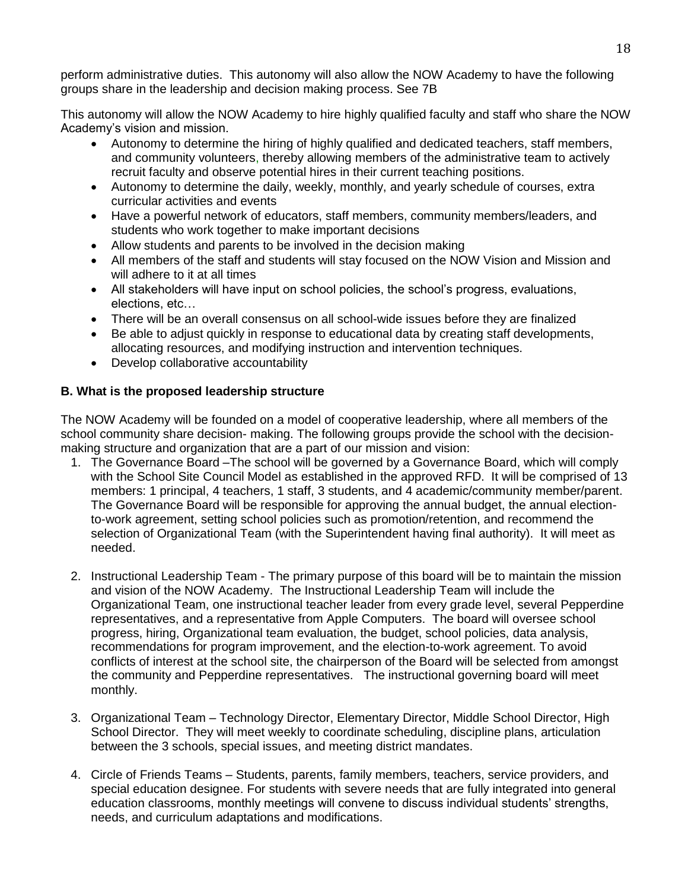perform administrative duties. This autonomy will also allow the NOW Academy to have the following groups share in the leadership and decision making process. See 7B

This autonomy will allow the NOW Academy to hire highly qualified faculty and staff who share the NOW Academy's vision and mission.

- Autonomy to determine the hiring of highly qualified and dedicated teachers, staff members, and community volunteers, thereby allowing members of the administrative team to actively recruit faculty and observe potential hires in their current teaching positions.
- Autonomy to determine the daily, weekly, monthly, and yearly schedule of courses, extra curricular activities and events
- Have a powerful network of educators, staff members, community members/leaders, and students who work together to make important decisions
- Allow students and parents to be involved in the decision making
- All members of the staff and students will stay focused on the NOW Vision and Mission and will adhere to it at all times
- All stakeholders will have input on school policies, the school's progress, evaluations, elections, etc…
- There will be an overall consensus on all school-wide issues before they are finalized
- Be able to adjust quickly in response to educational data by creating staff developments, allocating resources, and modifying instruction and intervention techniques.
- Develop collaborative accountability

**B. What is the proposed leadership structure**

The NOW Academy will be founded on a model of cooperative leadership, where all members of the school community share decision- making. The following groups provide the school with the decision-making structure and organization that are a part of our mission and vision:

1. The Governance Board –The school will be governed by a Governance Board, which will comply with the School Site Council Model as established in the approved RFD. It will be comprised of 13 members: 1 principal, 4 teachers, 1 staff, 3 students, and 4 academic/community member/parent. The Governance Board will be responsible for approving the annual budget, the annual election-to-work agreement, setting school policies such as promotion/retention, and recommend the selection of Organizational Team (with the Superintendent having final authority). It will meet as needed.

2. Instructional Leadership Team - The primary purpose of this board will be to maintain the mission and vision of the NOW Academy. The Instructional Leadership Team will include the Organizational Team, one instructional teacher leader from every grade level, several Pepperdine representatives, and a representative from Apple Computers. The board will oversee school progress, hiring, Organizational team evaluation, the budget, school policies, data analysis, recommendations for program improvement, and the election-to-work agreement. To avoid conflicts of interest at the school site, the chairperson of the Board will be selected from amongst the community and Pepperdine representatives. The instructional governing board will meet monthly.

3. Organizational Team – Technology Director, Elementary Director, Middle School Director, High School Director. They will meet weekly to coordinate scheduling, discipline plans, articulation between the 3 schools, special issues, and meeting district mandates.

4. Circle of Friends Teams – Students, parents, family members, teachers, service providers, and special education designee. For students with severe needs that are fully integrated into general education classrooms, monthly meetings will convene to discuss individual students' strengths, needs, and curriculum adaptations and modifications.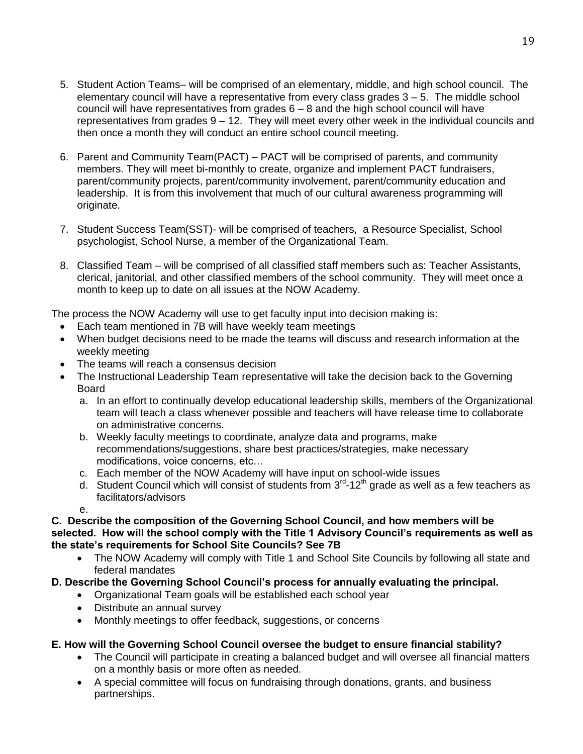5. Student Action Teams– will be comprised of an elementary, middle, and high school council. The elementary council will have a representative from every class grades 3 – 5. The middle school council will have representatives from grades 6 – 8 and the high school council will have representatives from grades 9 – 12. They will meet every other week in the individual councils and then once a month they will conduct an entire school council meeting.

6. Parent and Community Team(PACT) – PACT will be comprised of parents, and community members. They will meet bi-monthly to create, organize and implement PACT fundraisers, parent/community projects, parent/community involvement, parent/community education and leadership. It is from this involvement that much of our cultural awareness programming will originate.

7. Student Success Team(SST)- will be comprised of teachers, a Resource Specialist, School psychologist, School Nurse, a member of the Organizational Team.

8. Classified Team – will be comprised of all classified staff members such as: Teacher Assistants, clerical, janitorial, and other classified members of the school community. They will meet once a month to keep up to date on all issues at the NOW Academy.

The process the NOW Academy will use to get faculty input into decision making is:

- Each team mentioned in 7B will have weekly team meetings
- When budget decisions need to be made the teams will discuss and research information at the weekly meeting
- The teams will reach a consensus decision
- The Instructional Leadership Team representative will take the decision back to the Governing Board
  a. In an effort to continually develop educational leadership skills, members of the Organizational team will teach a class whenever possible and teachers will have release time to collaborate on administrative concerns.
  b. Weekly faculty meetings to coordinate, analyze data and programs, make recommendations/suggestions, share best practices/strategies, make necessary modifications, voice concerns, etc…
  c. Each member of the NOW Academy will have input on school-wide issues
  d. Student Council which will consist of students from 3rd-12th grade as well as a few teachers as facilitators/advisors
  e.

**C. Describe the composition of the Governing School Council, and how members will be selected. How will the school comply with the Title 1 Advisory Council's requirements as well as the state's requirements for School Site Councils? See 7B**

- The NOW Academy will comply with Title 1 and School Site Councils by following all state and federal mandates

**D. Describe the Governing School Council's process for annually evaluating the principal.**

- Organizational Team goals will be established each school year
- Distribute an annual survey
- Monthly meetings to offer feedback, suggestions, or concerns

**E. How will the Governing School Council oversee the budget to ensure financial stability?**

- The Council will participate in creating a balanced budget and will oversee all financial matters on a monthly basis or more often as needed.
- A special committee will focus on fundraising through donations, grants, and business partnerships.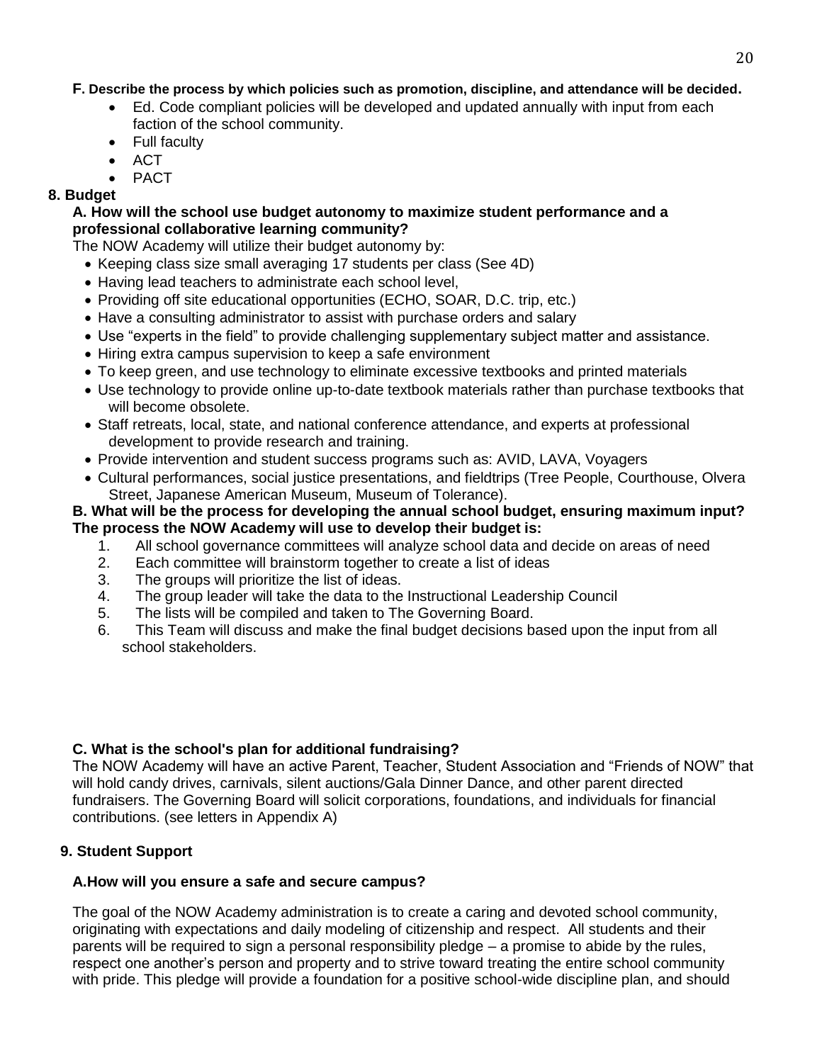**F. Describe the process by which policies such as promotion, discipline, and attendance will be decided.**

- Ed. Code compliant policies will be developed and updated annually with input from each faction of the school community.
- Full faculty
- ACT
- PACT

## 8. Budget

**A. How will the school use budget autonomy to maximize student performance and a professional collaborative learning community?**

The NOW Academy will utilize their budget autonomy by:

- Keeping class size small averaging 17 students per class (See 4D)
- Having lead teachers to administrate each school level,
- Providing off site educational opportunities (ECHO, SOAR, D.C. trip, etc.)
- Have a consulting administrator to assist with purchase orders and salary
- Use "experts in the field" to provide challenging supplementary subject matter and assistance.
- Hiring extra campus supervision to keep a safe environment
- To keep green, and use technology to eliminate excessive textbooks and printed materials
- Use technology to provide online up-to-date textbook materials rather than purchase textbooks that will become obsolete.
- Staff retreats, local, state, and national conference attendance, and experts at professional development to provide research and training.
- Provide intervention and student success programs such as: AVID, LAVA, Voyagers
- Cultural performances, social justice presentations, and fieldtrips (Tree People, Courthouse, Olvera Street, Japanese American Museum, Museum of Tolerance).

**B. What will be the process for developing the annual school budget, ensuring maximum input?**
**The process the NOW Academy will use to develop their budget is:**

1. All school governance committees will analyze school data and decide on areas of need
2. Each committee will brainstorm together to create a list of ideas
3. The groups will prioritize the list of ideas.
4. The group leader will take the data to the Instructional Leadership Council
5. The lists will be compiled and taken to The Governing Board.
6. This Team will discuss and make the final budget decisions based upon the input from all school stakeholders.

**C. What is the school's plan for additional fundraising?**

The NOW Academy will have an active Parent, Teacher, Student Association and "Friends of NOW" that will hold candy drives, carnivals, silent auctions/Gala Dinner Dance, and other parent directed fundraisers. The Governing Board will solicit corporations, foundations, and individuals for financial contributions. (see letters in Appendix A)

## 9. Student Support

**A.How will you ensure a safe and secure campus?**

The goal of the NOW Academy administration is to create a caring and devoted school community, originating with expectations and daily modeling of citizenship and respect. All students and their parents will be required to sign a personal responsibility pledge – a promise to abide by the rules, respect one another's person and property and to strive toward treating the entire school community with pride. This pledge will provide a foundation for a positive school-wide discipline plan, and should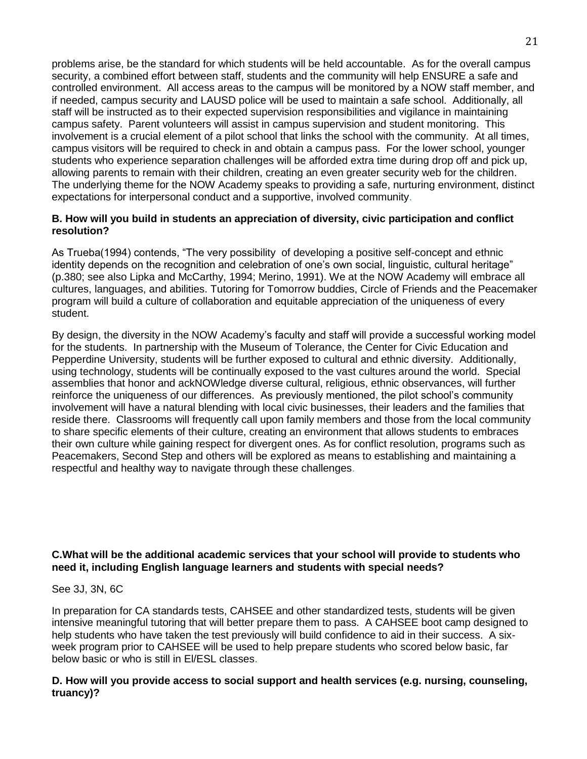problems arise, be the standard for which students will be held accountable. As for the overall campus security, a combined effort between staff, students and the community will help ENSURE a safe and controlled environment. All access areas to the campus will be monitored by a NOW staff member, and if needed, campus security and LAUSD police will be used to maintain a safe school. Additionally, all staff will be instructed as to their expected supervision responsibilities and vigilance in maintaining campus safety. Parent volunteers will assist in campus supervision and student monitoring. This involvement is a crucial element of a pilot school that links the school with the community. At all times, campus visitors will be required to check in and obtain a campus pass. For the lower school, younger students who experience separation challenges will be afforded extra time during drop off and pick up, allowing parents to remain with their children, creating an even greater security web for the children. The underlying theme for the NOW Academy speaks to providing a safe, nurturing environment, distinct expectations for interpersonal conduct and a supportive, involved community.

**B. How will you build in students an appreciation of diversity, civic participation and conflict resolution?**

As Trueba(1994) contends, "The very possibility of developing a positive self-concept and ethnic identity depends on the recognition and celebration of one's own social, linguistic, cultural heritage" (p.380; see also Lipka and McCarthy, 1994; Merino, 1991). We at the NOW Academy will embrace all cultures, languages, and abilities. Tutoring for Tomorrow buddies, Circle of Friends and the Peacemaker program will build a culture of collaboration and equitable appreciation of the uniqueness of every student.

By design, the diversity in the NOW Academy's faculty and staff will provide a successful working model for the students. In partnership with the Museum of Tolerance, the Center for Civic Education and Pepperdine University, students will be further exposed to cultural and ethnic diversity. Additionally, using technology, students will be continually exposed to the vast cultures around the world. Special assemblies that honor and ackNOWledge diverse cultural, religious, ethnic observances, will further reinforce the uniqueness of our differences. As previously mentioned, the pilot school's community involvement will have a natural blending with local civic businesses, their leaders and the families that reside there. Classrooms will frequently call upon family members and those from the local community to share specific elements of their culture, creating an environment that allows students to embraces their own culture while gaining respect for divergent ones. As for conflict resolution, programs such as Peacemakers, Second Step and others will be explored as means to establishing and maintaining a respectful and healthy way to navigate through these challenges.

**C.What will be the additional academic services that your school will provide to students who need it, including English language learners and students with special needs?**

See 3J, 3N, 6C

In preparation for CA standards tests, CAHSEE and other standardized tests, students will be given intensive meaningful tutoring that will better prepare them to pass. A CAHSEE boot camp designed to help students who have taken the test previously will build confidence to aid in their success. A six-week program prior to CAHSEE will be used to help prepare students who scored below basic, far below basic or who is still in El/ESL classes.

**D. How will you provide access to social support and health services (e.g. nursing, counseling, truancy)?**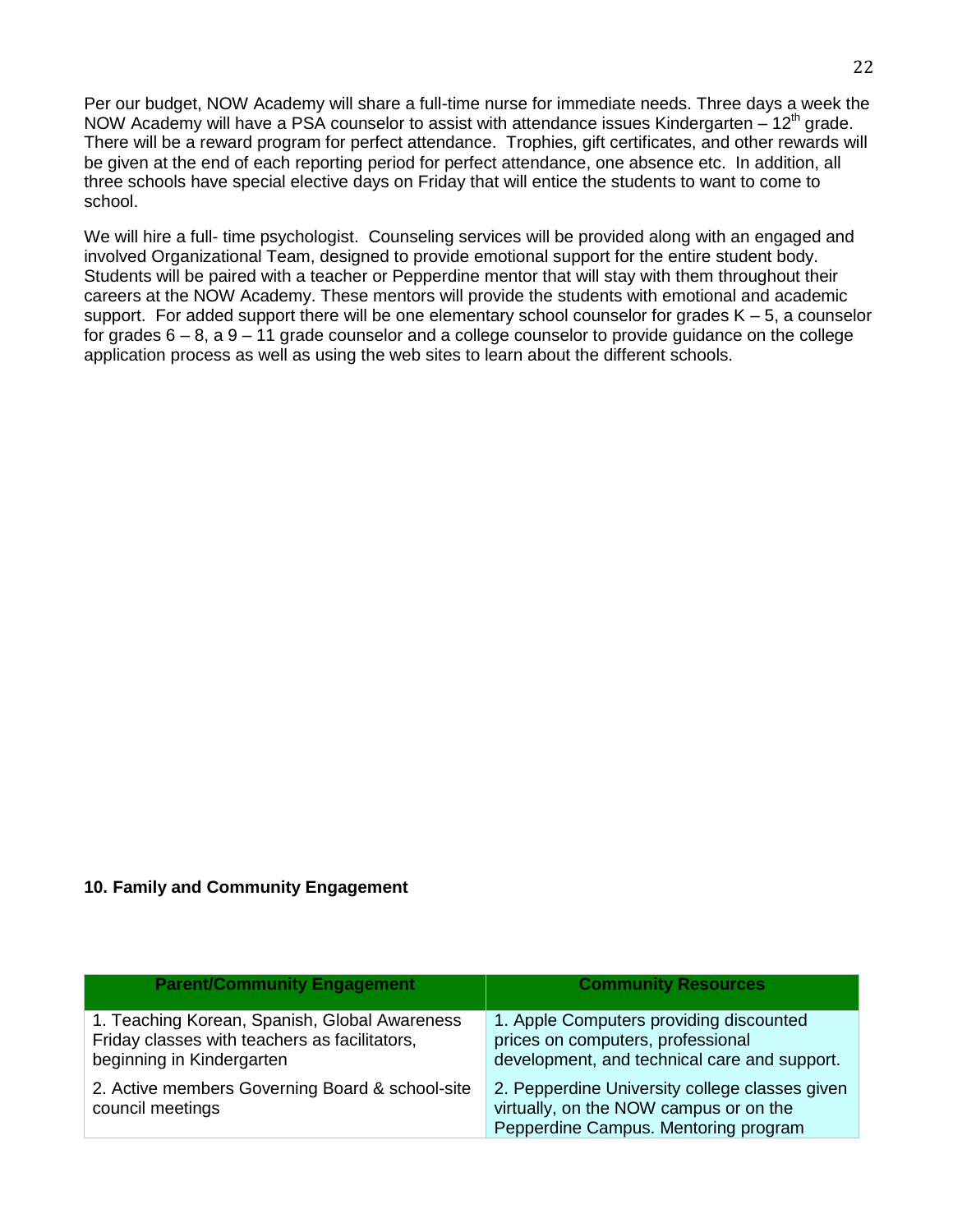Per our budget, NOW Academy will share a full-time nurse for immediate needs. Three days a week the NOW Academy will have a PSA counselor to assist with attendance issues Kindergarten – 12th grade. There will be a reward program for perfect attendance. Trophies, gift certificates, and other rewards will be given at the end of each reporting period for perfect attendance, one absence etc. In addition, all three schools have special elective days on Friday that will entice the students to want to come to school.

We will hire a full- time psychologist. Counseling services will be provided along with an engaged and involved Organizational Team, designed to provide emotional support for the entire student body. Students will be paired with a teacher or Pepperdine mentor that will stay with them throughout their careers at the NOW Academy. These mentors will provide the students with emotional and academic support. For added support there will be one elementary school counselor for grades K – 5, a counselor for grades 6 – 8, a 9 – 11 grade counselor and a college counselor to provide guidance on the college application process as well as using the web sites to learn about the different schools.

**10. Family and Community Engagement**

| Parent/Community Engagement | Community Resources |
|---|---|
| 1. Teaching Korean, Spanish, Global Awareness Friday classes with teachers as facilitators, beginning in Kindergarten | 1. Apple Computers providing discounted prices on computers, professional development, and technical care and support. |
| 2. Active members Governing Board & school-site council meetings | 2. Pepperdine University college classes given virtually, on the NOW campus or on the Pepperdine Campus. Mentoring program |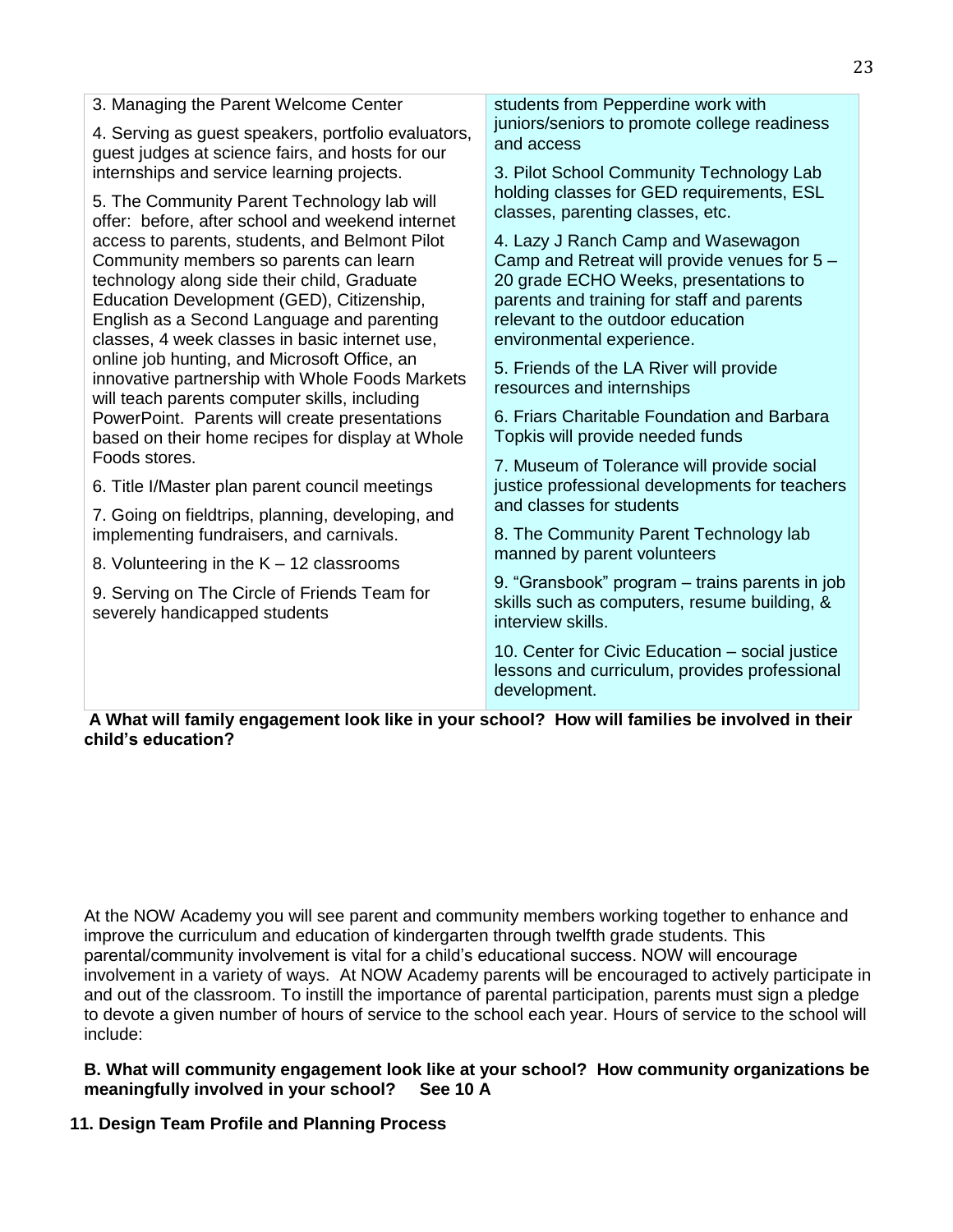| | |
|---|---|
| 3. Managing the Parent Welcome Center<br><br>4. Serving as guest speakers, portfolio evaluators, guest judges at science fairs, and hosts for our internships and service learning projects.<br><br>5. The Community Parent Technology lab will offer: before, after school and weekend internet access to parents, students, and Belmont Pilot Community members so parents can learn technology along side their child, Graduate Education Development (GED), Citizenship, English as a Second Language and parenting classes, 4 week classes in basic internet use, online job hunting, and Microsoft Office, an innovative partnership with Whole Foods Markets will teach parents computer skills, including PowerPoint. Parents will create presentations based on their home recipes for display at Whole Foods stores.<br><br>6. Title I/Master plan parent council meetings<br><br>7. Going on fieldtrips, planning, developing, and implementing fundraisers, and carnivals.<br><br>8. Volunteering in the K – 12 classrooms<br><br>9. Serving on The Circle of Friends Team for severely handicapped students | students from Pepperdine work with juniors/seniors to promote college readiness and access<br><br>3. Pilot School Community Technology Lab holding classes for GED requirements, ESL classes, parenting classes, etc.<br><br>4. Lazy J Ranch Camp and Wasewagon Camp and Retreat will provide venues for 5 – 20 grade ECHO Weeks, presentations to parents and training for staff and parents relevant to the outdoor education environmental experience.<br><br>5. Friends of the LA River will provide resources and internships<br><br>6. Friars Charitable Foundation and Barbara Topkis will provide needed funds<br><br>7. Museum of Tolerance will provide social justice professional developments for teachers and classes for students<br><br>8. The Community Parent Technology lab manned by parent volunteers<br><br>9. "Gransbook" program – trains parents in job skills such as computers, resume building, & interview skills.<br><br>10. Center for Civic Education – social justice lessons and curriculum, provides professional development. |

**A What will family engagement look like in your school? How will families be involved in their child's education?**

At the NOW Academy you will see parent and community members working together to enhance and improve the curriculum and education of kindergarten through twelfth grade students. This parental/community involvement is vital for a child's educational success. NOW will encourage involvement in a variety of ways. At NOW Academy parents will be encouraged to actively participate in and out of the classroom. To instill the importance of parental participation, parents must sign a pledge to devote a given number of hours of service to the school each year. Hours of service to the school will include:

**B. What will community engagement look like at your school? How community organizations be meaningfully involved in your school? See 10 A**

## 11. Design Team Profile and Planning Process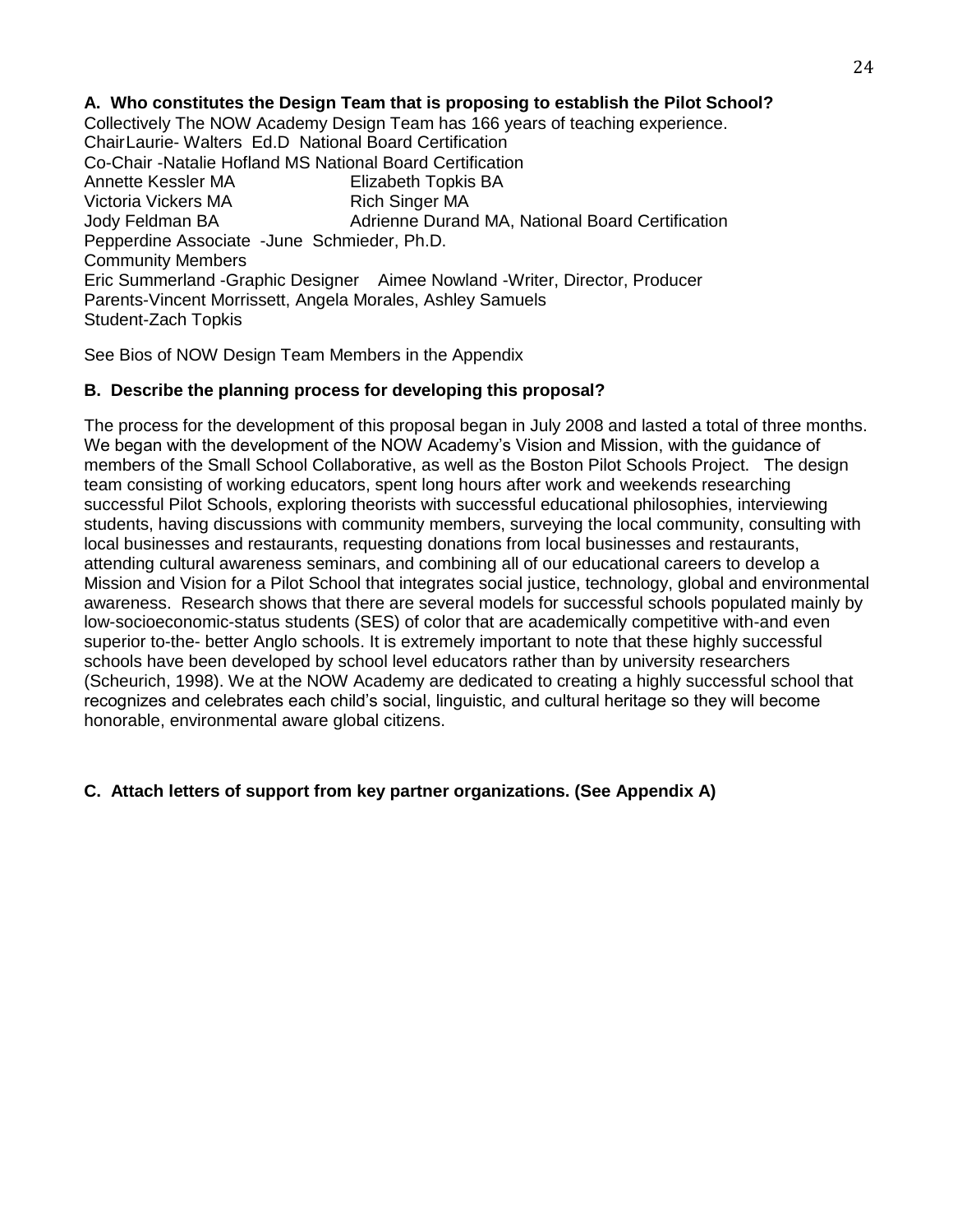**A. Who constitutes the Design Team that is proposing to establish the Pilot School?**

Collectively The NOW Academy Design Team has 166 years of teaching experience.

ChairLaurie- Walters Ed.D National Board Certification

Co-Chair -Natalie Hofland MS National Board Certification

Annette Kessler MA Elizabeth Topkis BA

Victoria Vickers MA Rich Singer MA

Jody Feldman BA Adrienne Durand MA, National Board Certification

Pepperdine Associate -June Schmieder, Ph.D.

Community Members

Eric Summerland -Graphic Designer Aimee Nowland -Writer, Director, Producer

Parents-Vincent Morrissett, Angela Morales, Ashley Samuels

Student-Zach Topkis

See Bios of NOW Design Team Members in the Appendix

**B. Describe the planning process for developing this proposal?**

The process for the development of this proposal began in July 2008 and lasted a total of three months. We began with the development of the NOW Academy's Vision and Mission, with the guidance of members of the Small School Collaborative, as well as the Boston Pilot Schools Project. The design team consisting of working educators, spent long hours after work and weekends researching successful Pilot Schools, exploring theorists with successful educational philosophies, interviewing students, having discussions with community members, surveying the local community, consulting with local businesses and restaurants, requesting donations from local businesses and restaurants, attending cultural awareness seminars, and combining all of our educational careers to develop a Mission and Vision for a Pilot School that integrates social justice, technology, global and environmental awareness. Research shows that there are several models for successful schools populated mainly by low-socioeconomic-status students (SES) of color that are academically competitive with-and even superior to-the- better Anglo schools. It is extremely important to note that these highly successful schools have been developed by school level educators rather than by university researchers (Scheurich, 1998). We at the NOW Academy are dedicated to creating a highly successful school that recognizes and celebrates each child's social, linguistic, and cultural heritage so they will become honorable, environmental aware global citizens.

**C. Attach letters of support from key partner organizations. (See Appendix A)**